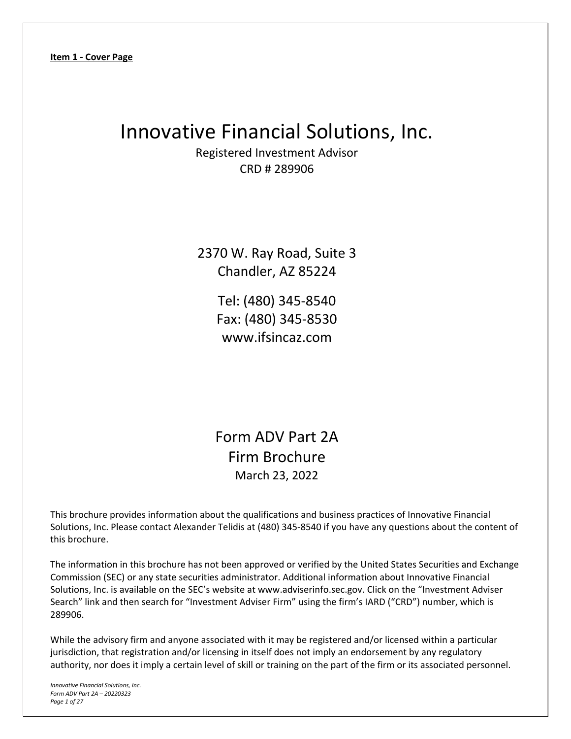**Item 1 - Cover Page**

# Innovative Financial Solutions, Inc.

Registered Investment Advisor
CRD # 289906

2370 W. Ray Road, Suite 3
Chandler, AZ 85224

Tel: (480) 345-8540
Fax: (480) 345-8530
www.ifsincaz.com

## Form ADV Part 2A
## Firm Brochure
March 23, 2022

This brochure provides information about the qualifications and business practices of Innovative Financial Solutions, Inc. Please contact Alexander Telidis at (480) 345-8540 if you have any questions about the content of this brochure.

The information in this brochure has not been approved or verified by the United States Securities and Exchange Commission (SEC) or any state securities administrator. Additional information about Innovative Financial Solutions, Inc. is available on the SEC's website at www.adviserinfo.sec.gov. Click on the "Investment Adviser Search" link and then search for "Investment Adviser Firm" using the firm's IARD ("CRD") number, which is 289906.

While the advisory firm and anyone associated with it may be registered and/or licensed within a particular jurisdiction, that registration and/or licensing in itself does not imply an endorsement by any regulatory authority, nor does it imply a certain level of skill or training on the part of the firm or its associated personnel.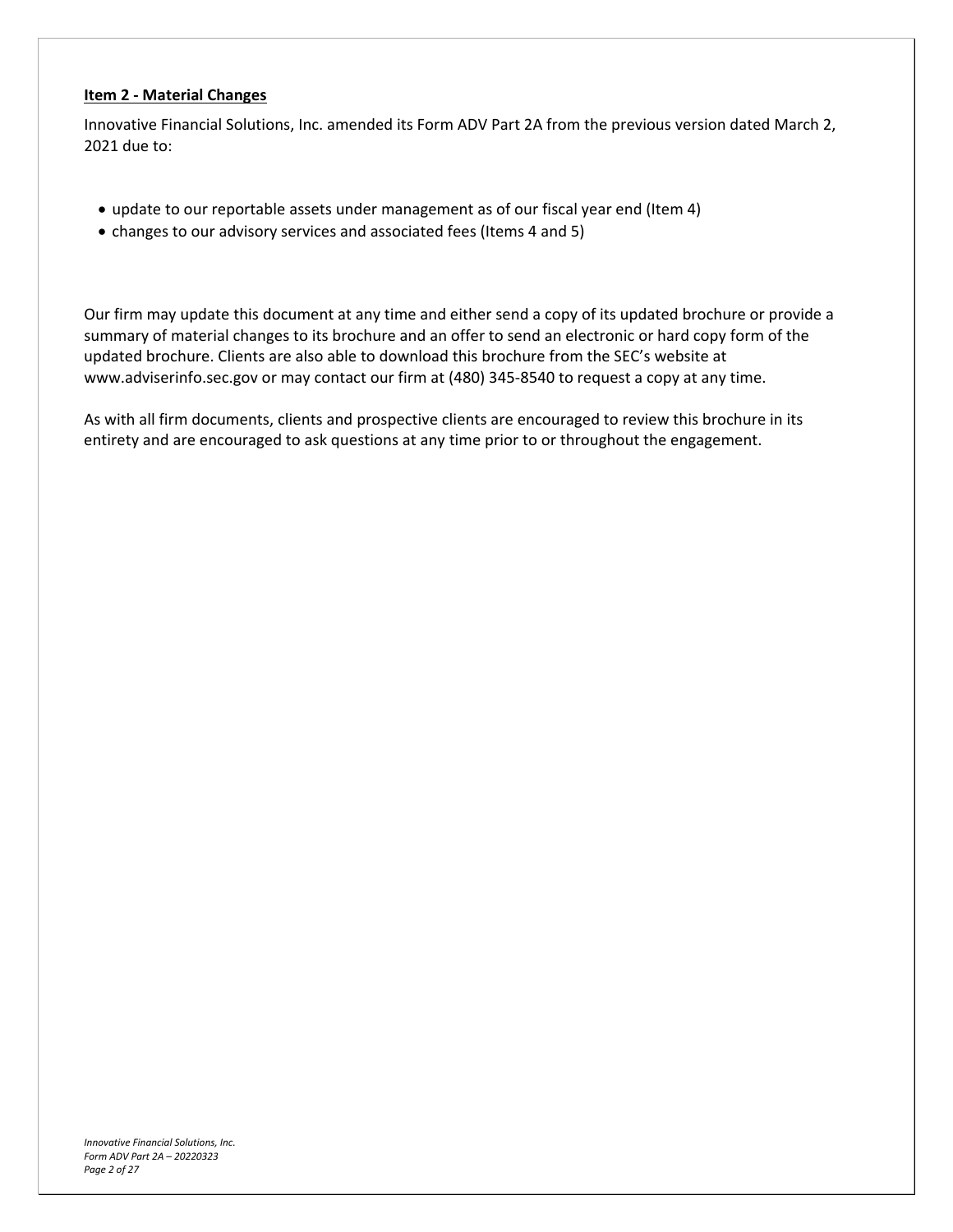## Item 2 - Material Changes

Innovative Financial Solutions, Inc. amended its Form ADV Part 2A from the previous version dated March 2, 2021 due to:

- update to our reportable assets under management as of our fiscal year end (Item 4)
- changes to our advisory services and associated fees (Items 4 and 5)

Our firm may update this document at any time and either send a copy of its updated brochure or provide a summary of material changes to its brochure and an offer to send an electronic or hard copy form of the updated brochure. Clients are also able to download this brochure from the SEC's website at www.adviserinfo.sec.gov or may contact our firm at (480) 345-8540 to request a copy at any time.

As with all firm documents, clients and prospective clients are encouraged to review this brochure in its entirety and are encouraged to ask questions at any time prior to or throughout the engagement.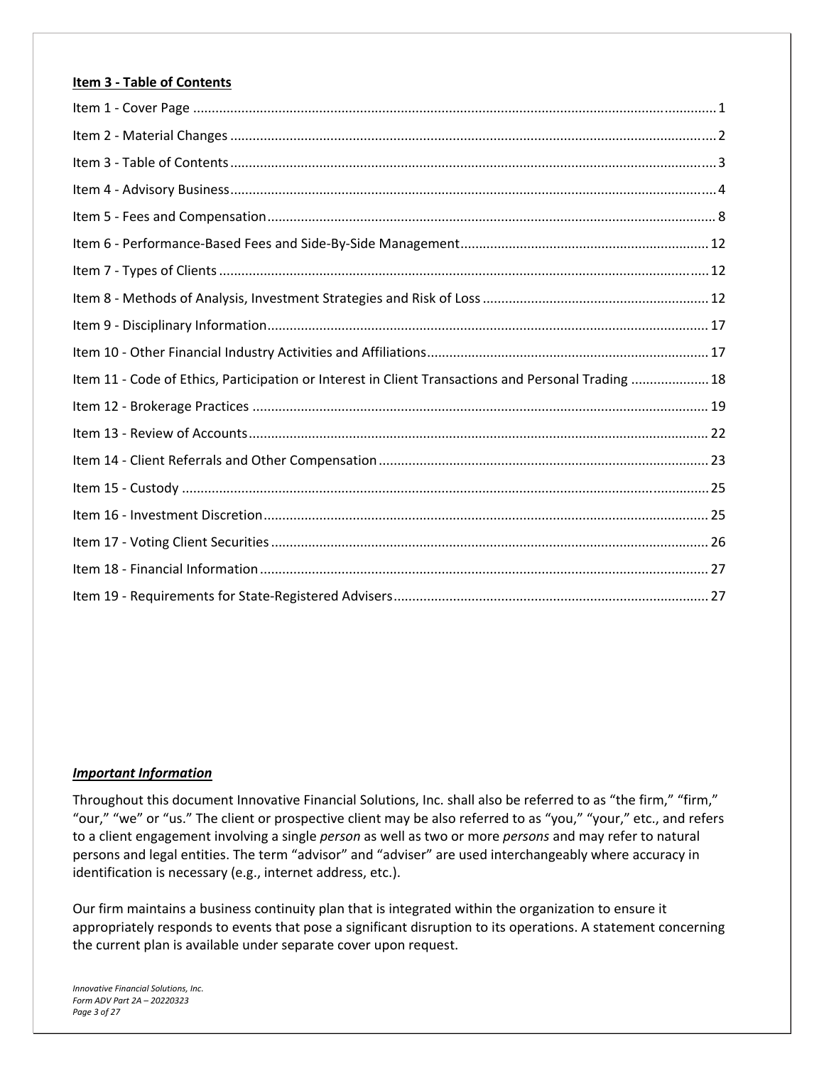## Item 3 - Table of Contents

| Section | Page |
| --- | --- |
| Item 1 - Cover Page | 1 |
| Item 2 - Material Changes | 2 |
| Item 3 - Table of Contents | 3 |
| Item 4 - Advisory Business | 4 |
| Item 5 - Fees and Compensation | 8 |
| Item 6 - Performance-Based Fees and Side-By-Side Management | 12 |
| Item 7 - Types of Clients | 12 |
| Item 8 - Methods of Analysis, Investment Strategies and Risk of Loss | 12 |
| Item 9 - Disciplinary Information | 17 |
| Item 10 - Other Financial Industry Activities and Affiliations | 17 |
| Item 11 - Code of Ethics, Participation or Interest in Client Transactions and Personal Trading | 18 |
| Item 12 - Brokerage Practices | 19 |
| Item 13 - Review of Accounts | 22 |
| Item 14 - Client Referrals and Other Compensation | 23 |
| Item 15 - Custody | 25 |
| Item 16 - Investment Discretion | 25 |
| Item 17 - Voting Client Securities | 26 |
| Item 18 - Financial Information | 27 |
| Item 19 - Requirements for State-Registered Advisers | 27 |

***Important Information***

Throughout this document Innovative Financial Solutions, Inc. shall also be referred to as "the firm," "firm," "our," "we" or "us." The client or prospective client may be also referred to as "you," "your," etc., and refers to a client engagement involving a single *person* as well as two or more *persons* and may refer to natural persons and legal entities. The term "advisor" and "adviser" are used interchangeably where accuracy in identification is necessary (e.g., internet address, etc.).

Our firm maintains a business continuity plan that is integrated within the organization to ensure it appropriately responds to events that pose a significant disruption to its operations. A statement concerning the current plan is available under separate cover upon request.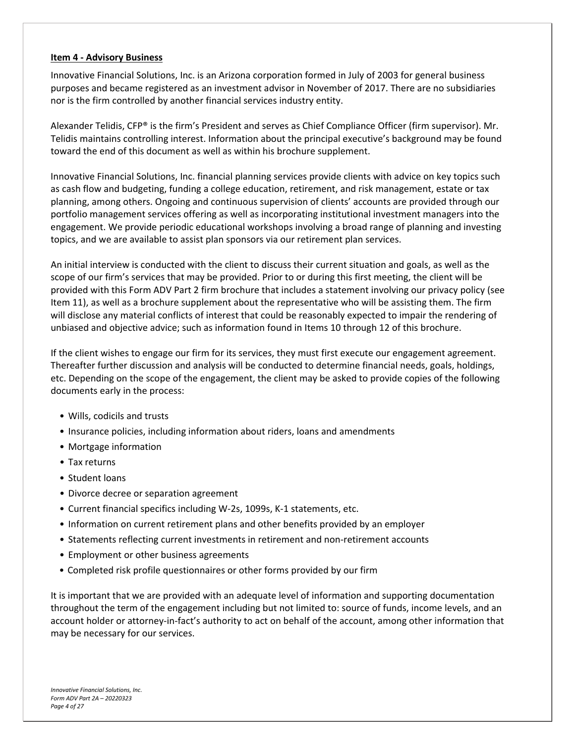## Item 4 - Advisory Business

Innovative Financial Solutions, Inc. is an Arizona corporation formed in July of 2003 for general business purposes and became registered as an investment advisor in November of 2017. There are no subsidiaries nor is the firm controlled by another financial services industry entity.

Alexander Telidis, CFP® is the firm's President and serves as Chief Compliance Officer (firm supervisor). Mr. Telidis maintains controlling interest. Information about the principal executive's background may be found toward the end of this document as well as within his brochure supplement.

Innovative Financial Solutions, Inc. financial planning services provide clients with advice on key topics such as cash flow and budgeting, funding a college education, retirement, and risk management, estate or tax planning, among others. Ongoing and continuous supervision of clients' accounts are provided through our portfolio management services offering as well as incorporating institutional investment managers into the engagement. We provide periodic educational workshops involving a broad range of planning and investing topics, and we are available to assist plan sponsors via our retirement plan services.

An initial interview is conducted with the client to discuss their current situation and goals, as well as the scope of our firm's services that may be provided. Prior to or during this first meeting, the client will be provided with this Form ADV Part 2 firm brochure that includes a statement involving our privacy policy (see Item 11), as well as a brochure supplement about the representative who will be assisting them. The firm will disclose any material conflicts of interest that could be reasonably expected to impair the rendering of unbiased and objective advice; such as information found in Items 10 through 12 of this brochure.

If the client wishes to engage our firm for its services, they must first execute our engagement agreement. Thereafter further discussion and analysis will be conducted to determine financial needs, goals, holdings, etc. Depending on the scope of the engagement, the client may be asked to provide copies of the following documents early in the process:

- Wills, codicils and trusts
- Insurance policies, including information about riders, loans and amendments
- Mortgage information
- Tax returns
- Student loans
- Divorce decree or separation agreement
- Current financial specifics including W-2s, 1099s, K-1 statements, etc.
- Information on current retirement plans and other benefits provided by an employer
- Statements reflecting current investments in retirement and non-retirement accounts
- Employment or other business agreements
- Completed risk profile questionnaires or other forms provided by our firm

It is important that we are provided with an adequate level of information and supporting documentation throughout the term of the engagement including but not limited to: source of funds, income levels, and an account holder or attorney-in-fact's authority to act on behalf of the account, among other information that may be necessary for our services.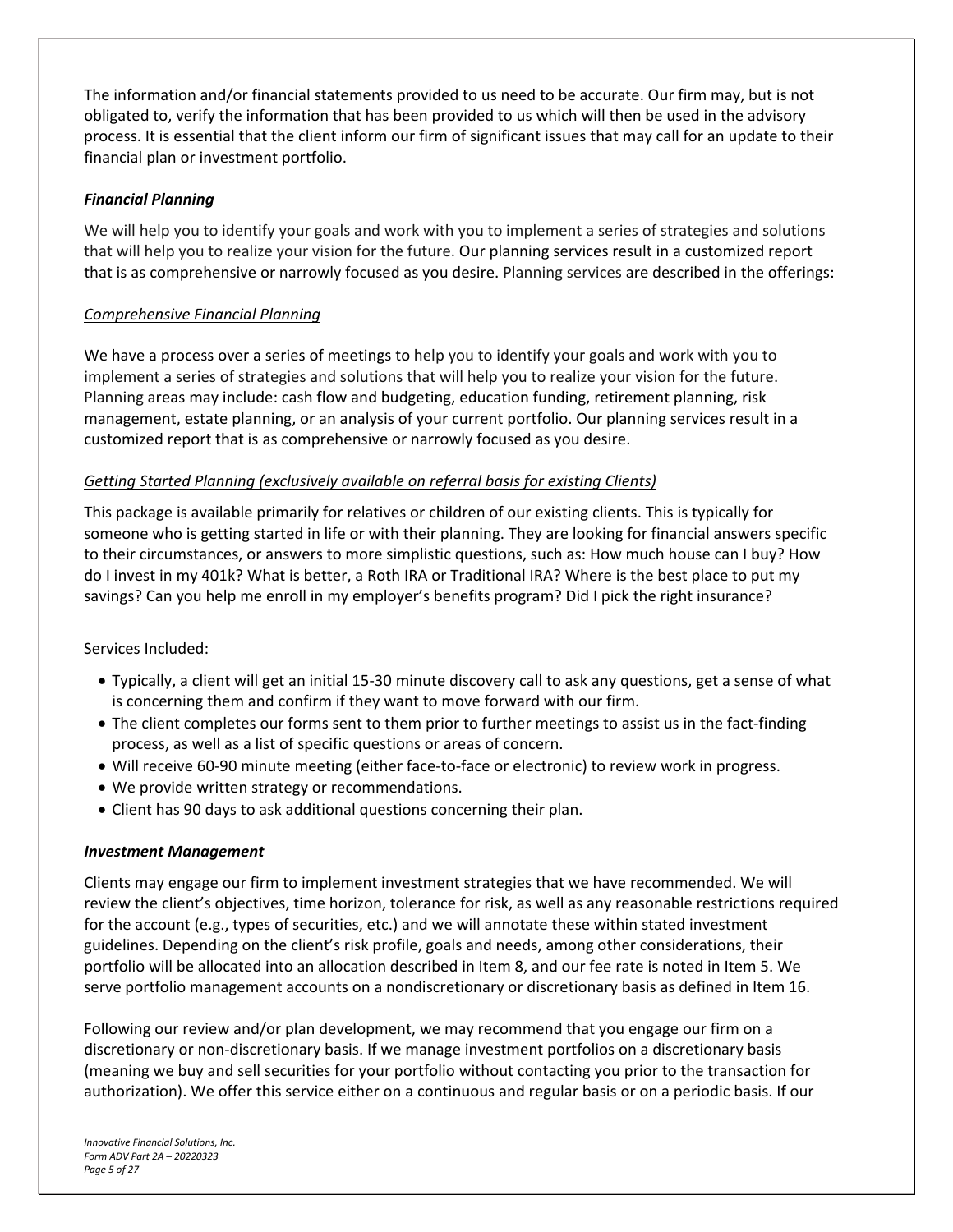The information and/or financial statements provided to us need to be accurate. Our firm may, but is not obligated to, verify the information that has been provided to us which will then be used in the advisory process. It is essential that the client inform our firm of significant issues that may call for an update to their financial plan or investment portfolio.

***Financial Planning***

We will help you to identify your goals and work with you to implement a series of strategies and solutions that will help you to realize your vision for the future. Our planning services result in a customized report that is as comprehensive or narrowly focused as you desire. Planning services are described in the offerings:

<u>Comprehensive Financial Planning</u>

We have a process over a series of meetings to help you to identify your goals and work with you to implement a series of strategies and solutions that will help you to realize your vision for the future. Planning areas may include: cash flow and budgeting, education funding, retirement planning, risk management, estate planning, or an analysis of your current portfolio. Our planning services result in a customized report that is as comprehensive or narrowly focused as you desire.

<u>*Getting Started Planning (exclusively available on referral basis for existing Clients)*</u>

This package is available primarily for relatives or children of our existing clients. This is typically for someone who is getting started in life or with their planning. They are looking for financial answers specific to their circumstances, or answers to more simplistic questions, such as: How much house can I buy? How do I invest in my 401k? What is better, a Roth IRA or Traditional IRA? Where is the best place to put my savings? Can you help me enroll in my employer's benefits program? Did I pick the right insurance?

Services Included:

- Typically, a client will get an initial 15-30 minute discovery call to ask any questions, get a sense of what is concerning them and confirm if they want to move forward with our firm.
- The client completes our forms sent to them prior to further meetings to assist us in the fact-finding process, as well as a list of specific questions or areas of concern.
- Will receive 60-90 minute meeting (either face-to-face or electronic) to review work in progress.
- We provide written strategy or recommendations.
- Client has 90 days to ask additional questions concerning their plan.

***Investment Management***

Clients may engage our firm to implement investment strategies that we have recommended. We will review the client's objectives, time horizon, tolerance for risk, as well as any reasonable restrictions required for the account (e.g., types of securities, etc.) and we will annotate these within stated investment guidelines. Depending on the client's risk profile, goals and needs, among other considerations, their portfolio will be allocated into an allocation described in Item 8, and our fee rate is noted in Item 5. We serve portfolio management accounts on a nondiscretionary or discretionary basis as defined in Item 16.

Following our review and/or plan development, we may recommend that you engage our firm on a discretionary or non-discretionary basis. If we manage investment portfolios on a discretionary basis (meaning we buy and sell securities for your portfolio without contacting you prior to the transaction for authorization). We offer this service either on a continuous and regular basis or on a periodic basis. If our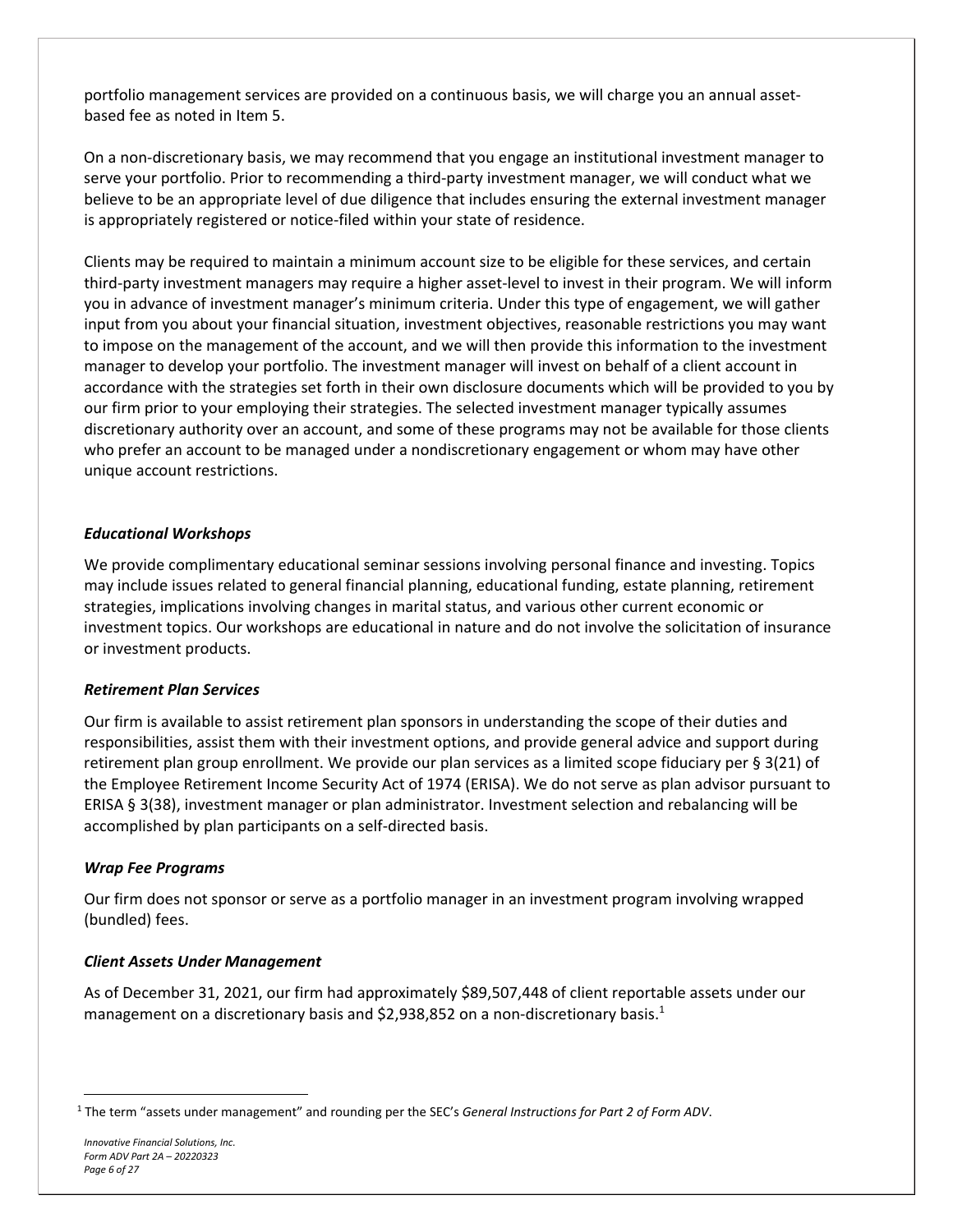portfolio management services are provided on a continuous basis, we will charge you an annual asset-based fee as noted in Item 5.

On a non-discretionary basis, we may recommend that you engage an institutional investment manager to serve your portfolio. Prior to recommending a third-party investment manager, we will conduct what we believe to be an appropriate level of due diligence that includes ensuring the external investment manager is appropriately registered or notice-filed within your state of residence.

Clients may be required to maintain a minimum account size to be eligible for these services, and certain third-party investment managers may require a higher asset-level to invest in their program. We will inform you in advance of investment manager's minimum criteria. Under this type of engagement, we will gather input from you about your financial situation, investment objectives, reasonable restrictions you may want to impose on the management of the account, and we will then provide this information to the investment manager to develop your portfolio. The investment manager will invest on behalf of a client account in accordance with the strategies set forth in their own disclosure documents which will be provided to you by our firm prior to your employing their strategies. The selected investment manager typically assumes discretionary authority over an account, and some of these programs may not be available for those clients who prefer an account to be managed under a nondiscretionary engagement or whom may have other unique account restrictions.

### *Educational Workshops*

We provide complimentary educational seminar sessions involving personal finance and investing. Topics may include issues related to general financial planning, educational funding, estate planning, retirement strategies, implications involving changes in marital status, and various other current economic or investment topics. Our workshops are educational in nature and do not involve the solicitation of insurance or investment products.

### *Retirement Plan Services*

Our firm is available to assist retirement plan sponsors in understanding the scope of their duties and responsibilities, assist them with their investment options, and provide general advice and support during retirement plan group enrollment. We provide our plan services as a limited scope fiduciary per § 3(21) of the Employee Retirement Income Security Act of 1974 (ERISA). We do not serve as plan advisor pursuant to ERISA § 3(38), investment manager or plan administrator. Investment selection and rebalancing will be accomplished by plan participants on a self-directed basis.

### *Wrap Fee Programs*

Our firm does not sponsor or serve as a portfolio manager in an investment program involving wrapped (bundled) fees.

### *Client Assets Under Management*

As of December 31, 2021, our firm had approximately $89,507,448 of client reportable assets under our management on a discretionary basis and $2,938,852 on a non-discretionary basis.[1]

[1] The term "assets under management" and rounding per the SEC's *General Instructions for Part 2 of Form ADV*.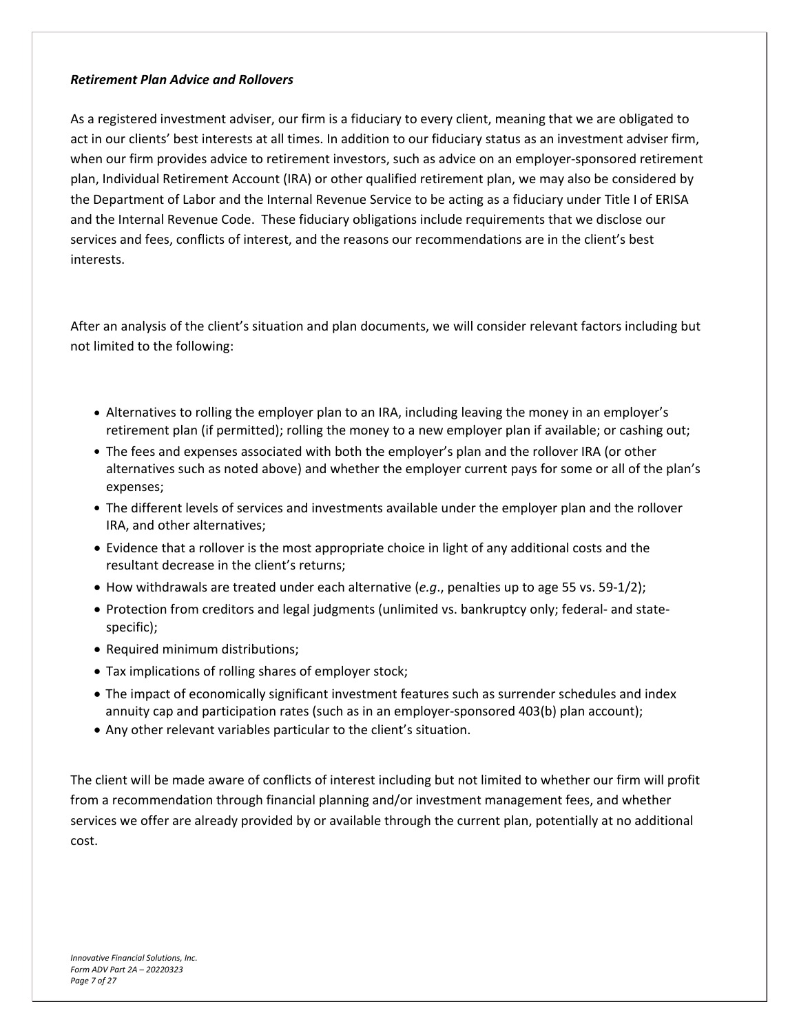***Retirement Plan Advice and Rollovers***

As a registered investment adviser, our firm is a fiduciary to every client, meaning that we are obligated to act in our clients' best interests at all times. In addition to our fiduciary status as an investment adviser firm, when our firm provides advice to retirement investors, such as advice on an employer-sponsored retirement plan, Individual Retirement Account (IRA) or other qualified retirement plan, we may also be considered by the Department of Labor and the Internal Revenue Service to be acting as a fiduciary under Title I of ERISA and the Internal Revenue Code. These fiduciary obligations include requirements that we disclose our services and fees, conflicts of interest, and the reasons our recommendations are in the client's best interests.

After an analysis of the client's situation and plan documents, we will consider relevant factors including but not limited to the following:

- Alternatives to rolling the employer plan to an IRA, including leaving the money in an employer's retirement plan (if permitted); rolling the money to a new employer plan if available; or cashing out;
- The fees and expenses associated with both the employer's plan and the rollover IRA (or other alternatives such as noted above) and whether the employer current pays for some or all of the plan's expenses;
- The different levels of services and investments available under the employer plan and the rollover IRA, and other alternatives;
- Evidence that a rollover is the most appropriate choice in light of any additional costs and the resultant decrease in the client's returns;
- How withdrawals are treated under each alternative (*e.g*., penalties up to age 55 vs. 59-1/2);
- Protection from creditors and legal judgments (unlimited vs. bankruptcy only; federal- and state-specific);
- Required minimum distributions;
- Tax implications of rolling shares of employer stock;
- The impact of economically significant investment features such as surrender schedules and index annuity cap and participation rates (such as in an employer-sponsored 403(b) plan account);
- Any other relevant variables particular to the client's situation.

The client will be made aware of conflicts of interest including but not limited to whether our firm will profit from a recommendation through financial planning and/or investment management fees, and whether services we offer are already provided by or available through the current plan, potentially at no additional cost.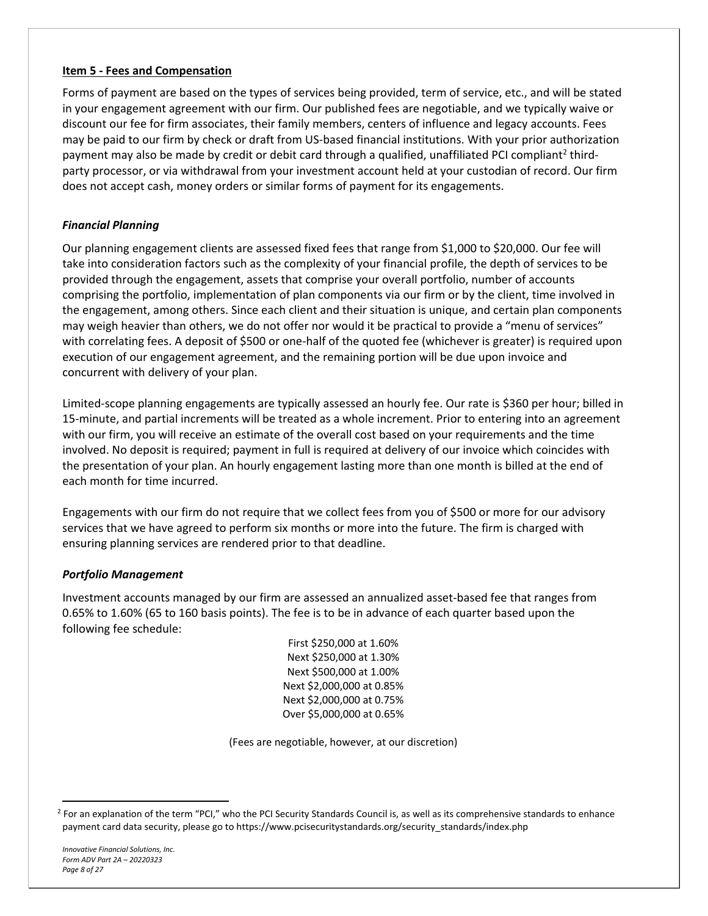## Item 5 - Fees and Compensation

Forms of payment are based on the types of services being provided, term of service, etc., and will be stated in your engagement agreement with our firm. Our published fees are negotiable, and we typically waive or discount our fee for firm associates, their family members, centers of influence and legacy accounts. Fees may be paid to our firm by check or draft from US-based financial institutions. With your prior authorization payment may also be made by credit or debit card through a qualified, unaffiliated PCI compliant[2] third-party processor, or via withdrawal from your investment account held at your custodian of record. Our firm does not accept cash, money orders or similar forms of payment for its engagements.

### *Financial Planning*

Our planning engagement clients are assessed fixed fees that range from $1,000 to $20,000. Our fee will take into consideration factors such as the complexity of your financial profile, the depth of services to be provided through the engagement, assets that comprise your overall portfolio, number of accounts comprising the portfolio, implementation of plan components via our firm or by the client, time involved in the engagement, among others. Since each client and their situation is unique, and certain plan components may weigh heavier than others, we do not offer nor would it be practical to provide a "menu of services" with correlating fees. A deposit of $500 or one-half of the quoted fee (whichever is greater) is required upon execution of our engagement agreement, and the remaining portion will be due upon invoice and concurrent with delivery of your plan.

Limited-scope planning engagements are typically assessed an hourly fee. Our rate is $360 per hour; billed in 15-minute, and partial increments will be treated as a whole increment. Prior to entering into an agreement with our firm, you will receive an estimate of the overall cost based on your requirements and the time involved. No deposit is required; payment in full is required at delivery of our invoice which coincides with the presentation of your plan. An hourly engagement lasting more than one month is billed at the end of each month for time incurred.

Engagements with our firm do not require that we collect fees from you of $500 or more for our advisory services that we have agreed to perform six months or more into the future. The firm is charged with ensuring planning services are rendered prior to that deadline.

### *Portfolio Management*

Investment accounts managed by our firm are assessed an annualized asset-based fee that ranges from 0.65% to 1.60% (65 to 160 basis points). The fee is to be in advance of each quarter based upon the following fee schedule:

First $250,000 at 1.60%
Next $250,000 at 1.30%
Next $500,000 at 1.00%
Next $2,000,000 at 0.85%
Next $2,000,000 at 0.75%
Over $5,000,000 at 0.65%

(Fees are negotiable, however, at our discretion)

[2] For an explanation of the term "PCI," who the PCI Security Standards Council is, as well as its comprehensive standards to enhance payment card data security, please go to https://www.pcisecuritystandards.org/security_standards/index.php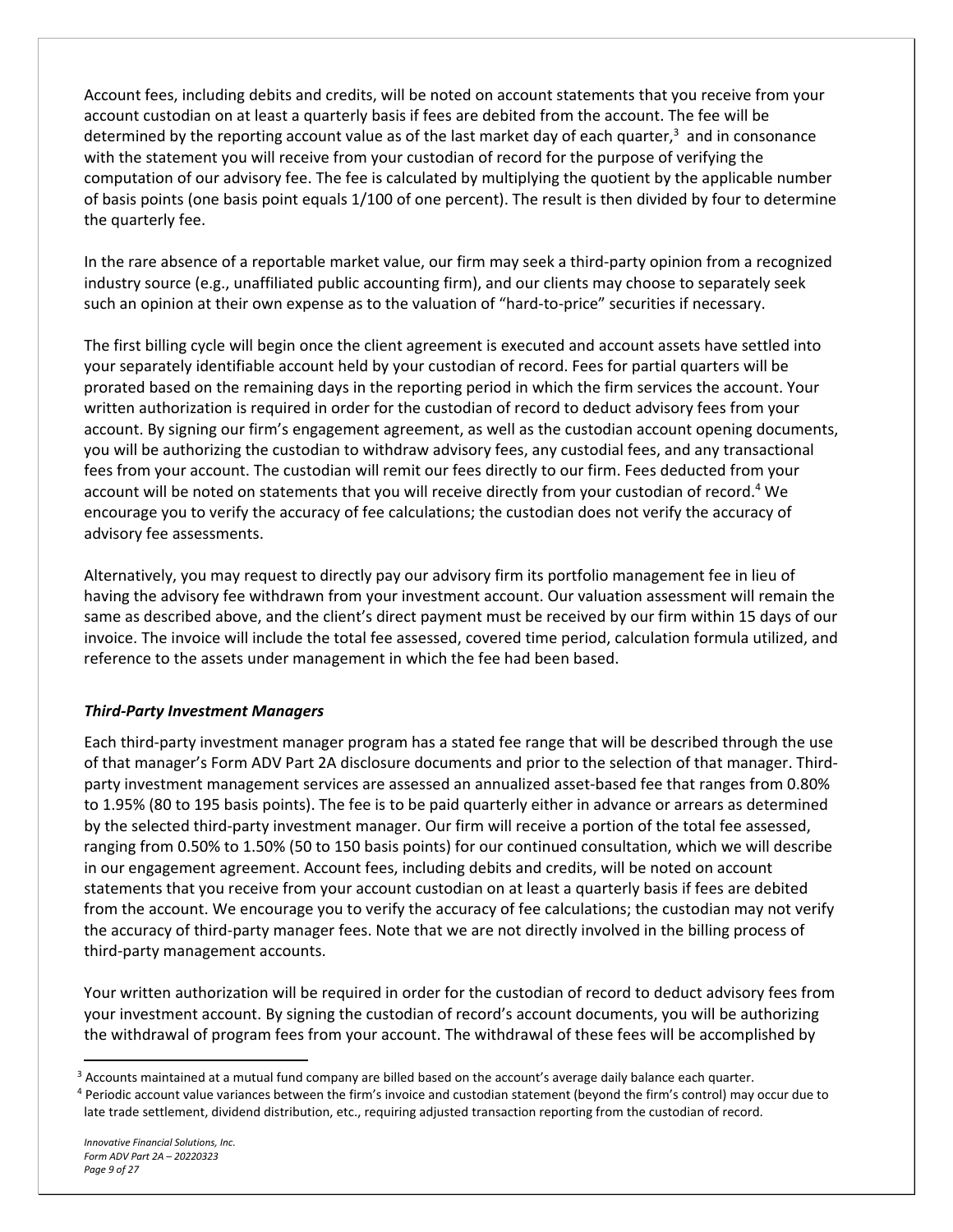Account fees, including debits and credits, will be noted on account statements that you receive from your account custodian on at least a quarterly basis if fees are debited from the account. The fee will be determined by the reporting account value as of the last market day of each quarter,[3] and in consonance with the statement you will receive from your custodian of record for the purpose of verifying the computation of our advisory fee. The fee is calculated by multiplying the quotient by the applicable number of basis points (one basis point equals 1/100 of one percent). The result is then divided by four to determine the quarterly fee.

In the rare absence of a reportable market value, our firm may seek a third-party opinion from a recognized industry source (e.g., unaffiliated public accounting firm), and our clients may choose to separately seek such an opinion at their own expense as to the valuation of "hard-to-price" securities if necessary.

The first billing cycle will begin once the client agreement is executed and account assets have settled into your separately identifiable account held by your custodian of record. Fees for partial quarters will be prorated based on the remaining days in the reporting period in which the firm services the account. Your written authorization is required in order for the custodian of record to deduct advisory fees from your account. By signing our firm's engagement agreement, as well as the custodian account opening documents, you will be authorizing the custodian to withdraw advisory fees, any custodial fees, and any transactional fees from your account. The custodian will remit our fees directly to our firm. Fees deducted from your account will be noted on statements that you will receive directly from your custodian of record.[4] We encourage you to verify the accuracy of fee calculations; the custodian does not verify the accuracy of advisory fee assessments.

Alternatively, you may request to directly pay our advisory firm its portfolio management fee in lieu of having the advisory fee withdrawn from your investment account. Our valuation assessment will remain the same as described above, and the client's direct payment must be received by our firm within 15 days of our invoice. The invoice will include the total fee assessed, covered time period, calculation formula utilized, and reference to the assets under management in which the fee had been based.

### *Third-Party Investment Managers*

Each third-party investment manager program has a stated fee range that will be described through the use of that manager's Form ADV Part 2A disclosure documents and prior to the selection of that manager. Third-party investment management services are assessed an annualized asset-based fee that ranges from 0.80% to 1.95% (80 to 195 basis points). The fee is to be paid quarterly either in advance or arrears as determined by the selected third-party investment manager. Our firm will receive a portion of the total fee assessed, ranging from 0.50% to 1.50% (50 to 150 basis points) for our continued consultation, which we will describe in our engagement agreement. Account fees, including debits and credits, will be noted on account statements that you receive from your account custodian on at least a quarterly basis if fees are debited from the account. We encourage you to verify the accuracy of fee calculations; the custodian may not verify the accuracy of third-party manager fees. Note that we are not directly involved in the billing process of third-party management accounts.

Your written authorization will be required in order for the custodian of record to deduct advisory fees from your investment account. By signing the custodian of record's account documents, you will be authorizing the withdrawal of program fees from your account. The withdrawal of these fees will be accomplished by

---

[3] Accounts maintained at a mutual fund company are billed based on the account's average daily balance each quarter.

[4] Periodic account value variances between the firm's invoice and custodian statement (beyond the firm's control) may occur due to late trade settlement, dividend distribution, etc., requiring adjusted transaction reporting from the custodian of record.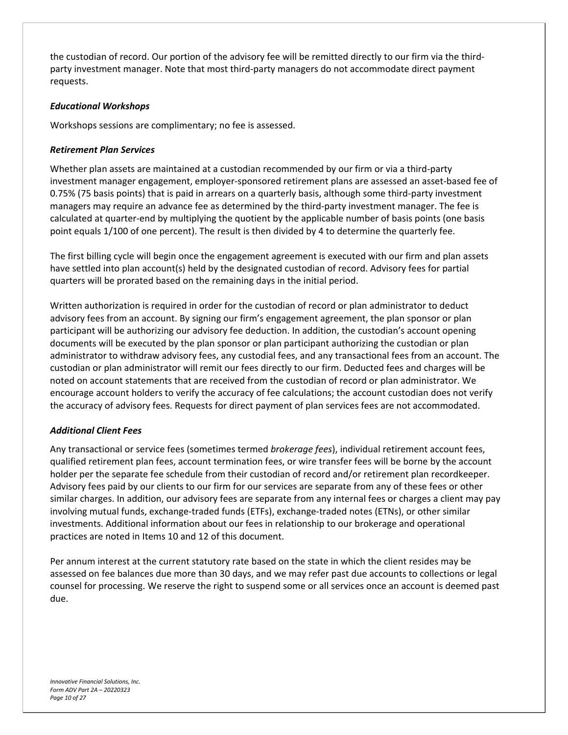the custodian of record. Our portion of the advisory fee will be remitted directly to our firm via the third-party investment manager. Note that most third-party managers do not accommodate direct payment requests.

### *Educational Workshops*

Workshops sessions are complimentary; no fee is assessed.

### *Retirement Plan Services*

Whether plan assets are maintained at a custodian recommended by our firm or via a third-party investment manager engagement, employer-sponsored retirement plans are assessed an asset-based fee of 0.75% (75 basis points) that is paid in arrears on a quarterly basis, although some third-party investment managers may require an advance fee as determined by the third-party investment manager. The fee is calculated at quarter-end by multiplying the quotient by the applicable number of basis points (one basis point equals 1/100 of one percent). The result is then divided by 4 to determine the quarterly fee.

The first billing cycle will begin once the engagement agreement is executed with our firm and plan assets have settled into plan account(s) held by the designated custodian of record. Advisory fees for partial quarters will be prorated based on the remaining days in the initial period.

Written authorization is required in order for the custodian of record or plan administrator to deduct advisory fees from an account. By signing our firm's engagement agreement, the plan sponsor or plan participant will be authorizing our advisory fee deduction. In addition, the custodian's account opening documents will be executed by the plan sponsor or plan participant authorizing the custodian or plan administrator to withdraw advisory fees, any custodial fees, and any transactional fees from an account. The custodian or plan administrator will remit our fees directly to our firm. Deducted fees and charges will be noted on account statements that are received from the custodian of record or plan administrator. We encourage account holders to verify the accuracy of fee calculations; the account custodian does not verify the accuracy of advisory fees. Requests for direct payment of plan services fees are not accommodated.

### *Additional Client Fees*

Any transactional or service fees (sometimes termed *brokerage fees*), individual retirement account fees, qualified retirement plan fees, account termination fees, or wire transfer fees will be borne by the account holder per the separate fee schedule from their custodian of record and/or retirement plan recordkeeper. Advisory fees paid by our clients to our firm for our services are separate from any of these fees or other similar charges. In addition, our advisory fees are separate from any internal fees or charges a client may pay involving mutual funds, exchange-traded funds (ETFs), exchange-traded notes (ETNs), or other similar investments. Additional information about our fees in relationship to our brokerage and operational practices are noted in Items 10 and 12 of this document.

Per annum interest at the current statutory rate based on the state in which the client resides may be assessed on fee balances due more than 30 days, and we may refer past due accounts to collections or legal counsel for processing. We reserve the right to suspend some or all services once an account is deemed past due.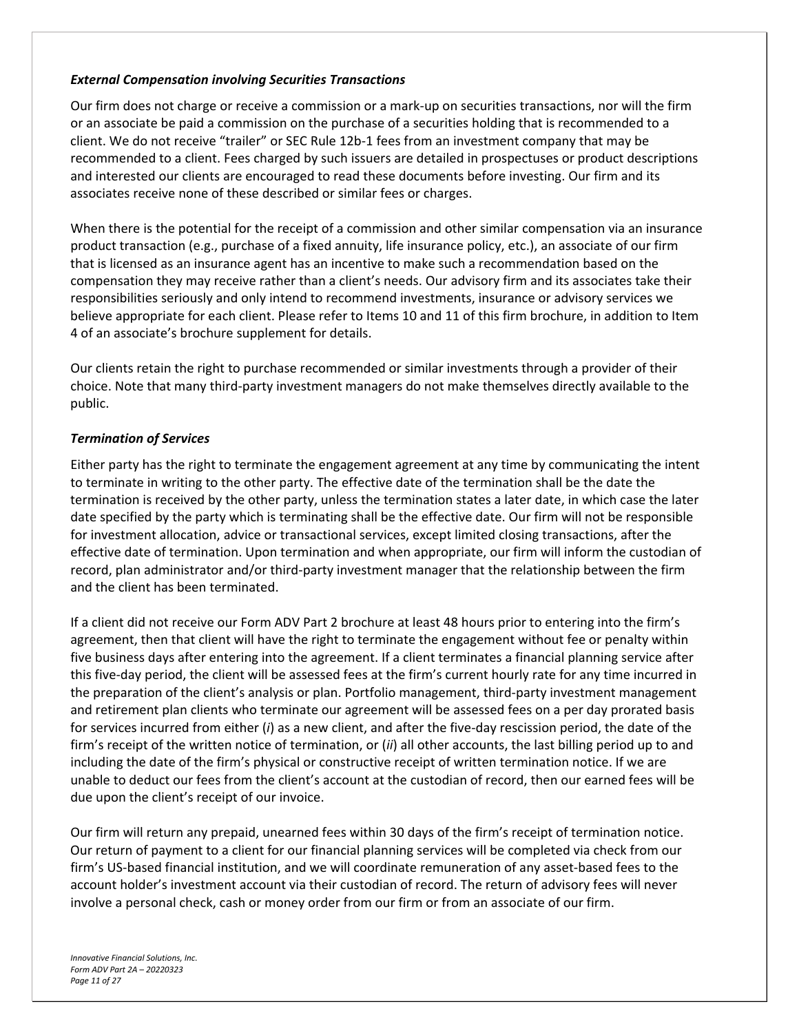### *External Compensation involving Securities Transactions*

Our firm does not charge or receive a commission or a mark-up on securities transactions, nor will the firm or an associate be paid a commission on the purchase of a securities holding that is recommended to a client. We do not receive "trailer" or SEC Rule 12b-1 fees from an investment company that may be recommended to a client. Fees charged by such issuers are detailed in prospectuses or product descriptions and interested our clients are encouraged to read these documents before investing. Our firm and its associates receive none of these described or similar fees or charges.

When there is the potential for the receipt of a commission and other similar compensation via an insurance product transaction (e.g., purchase of a fixed annuity, life insurance policy, etc.), an associate of our firm that is licensed as an insurance agent has an incentive to make such a recommendation based on the compensation they may receive rather than a client's needs. Our advisory firm and its associates take their responsibilities seriously and only intend to recommend investments, insurance or advisory services we believe appropriate for each client. Please refer to Items 10 and 11 of this firm brochure, in addition to Item 4 of an associate's brochure supplement for details.

Our clients retain the right to purchase recommended or similar investments through a provider of their choice. Note that many third-party investment managers do not make themselves directly available to the public.

### *Termination of Services*

Either party has the right to terminate the engagement agreement at any time by communicating the intent to terminate in writing to the other party. The effective date of the termination shall be the date the termination is received by the other party, unless the termination states a later date, in which case the later date specified by the party which is terminating shall be the effective date. Our firm will not be responsible for investment allocation, advice or transactional services, except limited closing transactions, after the effective date of termination. Upon termination and when appropriate, our firm will inform the custodian of record, plan administrator and/or third-party investment manager that the relationship between the firm and the client has been terminated.

If a client did not receive our Form ADV Part 2 brochure at least 48 hours prior to entering into the firm's agreement, then that client will have the right to terminate the engagement without fee or penalty within five business days after entering into the agreement. If a client terminates a financial planning service after this five-day period, the client will be assessed fees at the firm's current hourly rate for any time incurred in the preparation of the client's analysis or plan. Portfolio management, third-party investment management and retirement plan clients who terminate our agreement will be assessed fees on a per day prorated basis for services incurred from either (*i*) as a new client, and after the five-day rescission period, the date of the firm's receipt of the written notice of termination, or (*ii*) all other accounts, the last billing period up to and including the date of the firm's physical or constructive receipt of written termination notice. If we are unable to deduct our fees from the client's account at the custodian of record, then our earned fees will be due upon the client's receipt of our invoice.

Our firm will return any prepaid, unearned fees within 30 days of the firm's receipt of termination notice. Our return of payment to a client for our financial planning services will be completed via check from our firm's US-based financial institution, and we will coordinate remuneration of any asset-based fees to the account holder's investment account via their custodian of record. The return of advisory fees will never involve a personal check, cash or money order from our firm or from an associate of our firm.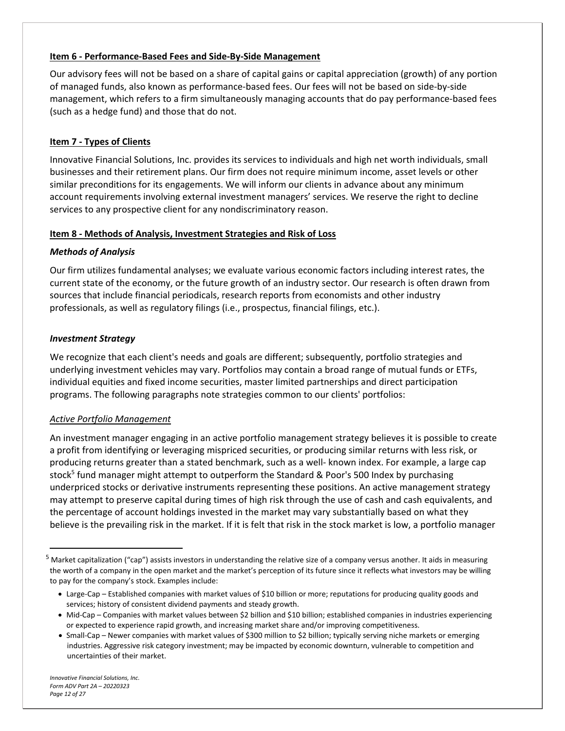## Item 6 - Performance-Based Fees and Side-By-Side Management

Our advisory fees will not be based on a share of capital gains or capital appreciation (growth) of any portion of managed funds, also known as performance-based fees. Our fees will not be based on side-by-side management, which refers to a firm simultaneously managing accounts that do pay performance-based fees (such as a hedge fund) and those that do not.

## Item 7 - Types of Clients

Innovative Financial Solutions, Inc. provides its services to individuals and high net worth individuals, small businesses and their retirement plans. Our firm does not require minimum income, asset levels or other similar preconditions for its engagements. We will inform our clients in advance about any minimum account requirements involving external investment managers' services. We reserve the right to decline services to any prospective client for any nondiscriminatory reason.

## Item 8 - Methods of Analysis, Investment Strategies and Risk of Loss

### *Methods of Analysis*

Our firm utilizes fundamental analyses; we evaluate various economic factors including interest rates, the current state of the economy, or the future growth of an industry sector. Our research is often drawn from sources that include financial periodicals, research reports from economists and other industry professionals, as well as regulatory filings (i.e., prospectus, financial filings, etc.).

### *Investment Strategy*

We recognize that each client's needs and goals are different; subsequently, portfolio strategies and underlying investment vehicles may vary. Portfolios may contain a broad range of mutual funds or ETFs, individual equities and fixed income securities, master limited partnerships and direct participation programs. The following paragraphs note strategies common to our clients' portfolios:

*Active Portfolio Management*

An investment manager engaging in an active portfolio management strategy believes it is possible to create a profit from identifying or leveraging mispriced securities, or producing similar returns with less risk, or producing returns greater than a stated benchmark, such as a well- known index. For example, a large cap stock[5] fund manager might attempt to outperform the Standard & Poor's 500 Index by purchasing underpriced stocks or derivative instruments representing these positions. An active management strategy may attempt to preserve capital during times of high risk through the use of cash and cash equivalents, and the percentage of account holdings invested in the market may vary substantially based on what they believe is the prevailing risk in the market. If it is felt that risk in the stock market is low, a portfolio manager

---

[5] Market capitalization ("cap") assists investors in understanding the relative size of a company versus another. It aids in measuring the worth of a company in the open market and the market's perception of its future since it reflects what investors may be willing to pay for the company's stock. Examples include:

- Large-Cap – Established companies with market values of $10 billion or more; reputations for producing quality goods and services; history of consistent dividend payments and steady growth.
- Mid-Cap – Companies with market values between $2 billion and $10 billion; established companies in industries experiencing or expected to experience rapid growth, and increasing market share and/or improving competitiveness.
- Small-Cap – Newer companies with market values of $300 million to $2 billion; typically serving niche markets or emerging industries. Aggressive risk category investment; may be impacted by economic downturn, vulnerable to competition and uncertainties of their market.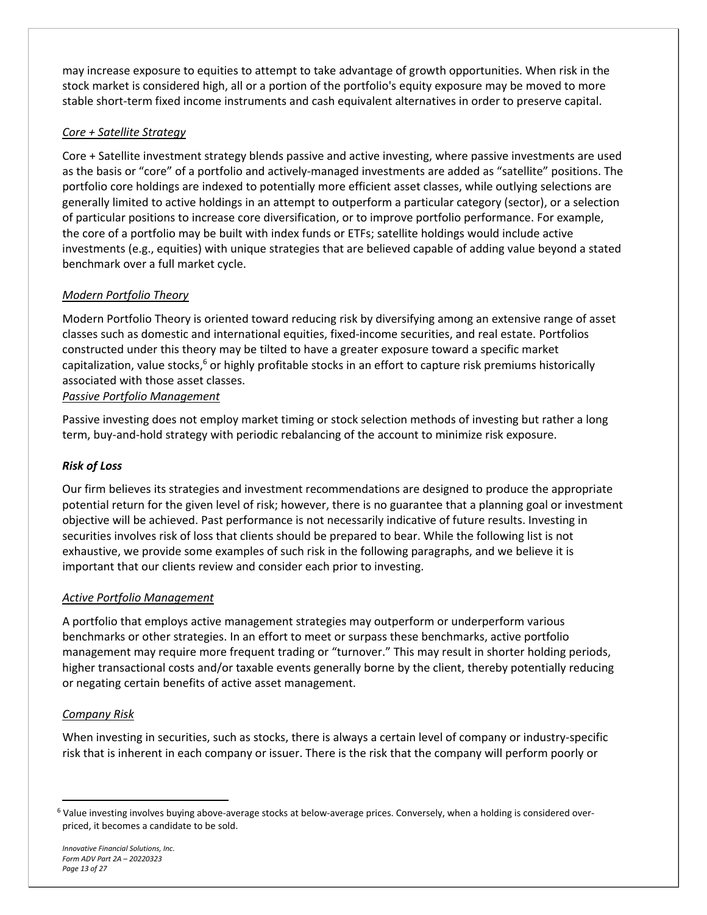may increase exposure to equities to attempt to take advantage of growth opportunities. When risk in the stock market is considered high, all or a portion of the portfolio's equity exposure may be moved to more stable short-term fixed income instruments and cash equivalent alternatives in order to preserve capital.

*Core + Satellite Strategy*

Core + Satellite investment strategy blends passive and active investing, where passive investments are used as the basis or "core" of a portfolio and actively-managed investments are added as "satellite" positions. The portfolio core holdings are indexed to potentially more efficient asset classes, while outlying selections are generally limited to active holdings in an attempt to outperform a particular category (sector), or a selection of particular positions to increase core diversification, or to improve portfolio performance. For example, the core of a portfolio may be built with index funds or ETFs; satellite holdings would include active investments (e.g., equities) with unique strategies that are believed capable of adding value beyond a stated benchmark over a full market cycle.

*Modern Portfolio Theory*

Modern Portfolio Theory is oriented toward reducing risk by diversifying among an extensive range of asset classes such as domestic and international equities, fixed-income securities, and real estate. Portfolios constructed under this theory may be tilted to have a greater exposure toward a specific market capitalization, value stocks,[6] or highly profitable stocks in an effort to capture risk premiums historically associated with those asset classes.

*Passive Portfolio Management*

Passive investing does not employ market timing or stock selection methods of investing but rather a long term, buy-and-hold strategy with periodic rebalancing of the account to minimize risk exposure.

***Risk of Loss***

Our firm believes its strategies and investment recommendations are designed to produce the appropriate potential return for the given level of risk; however, there is no guarantee that a planning goal or investment objective will be achieved. Past performance is not necessarily indicative of future results. Investing in securities involves risk of loss that clients should be prepared to bear. While the following list is not exhaustive, we provide some examples of such risk in the following paragraphs, and we believe it is important that our clients review and consider each prior to investing.

*Active Portfolio Management*

A portfolio that employs active management strategies may outperform or underperform various benchmarks or other strategies. In an effort to meet or surpass these benchmarks, active portfolio management may require more frequent trading or "turnover." This may result in shorter holding periods, higher transactional costs and/or taxable events generally borne by the client, thereby potentially reducing or negating certain benefits of active asset management.

*Company Risk*

When investing in securities, such as stocks, there is always a certain level of company or industry-specific risk that is inherent in each company or issuer. There is the risk that the company will perform poorly or

[6] Value investing involves buying above-average stocks at below-average prices. Conversely, when a holding is considered over-priced, it becomes a candidate to be sold.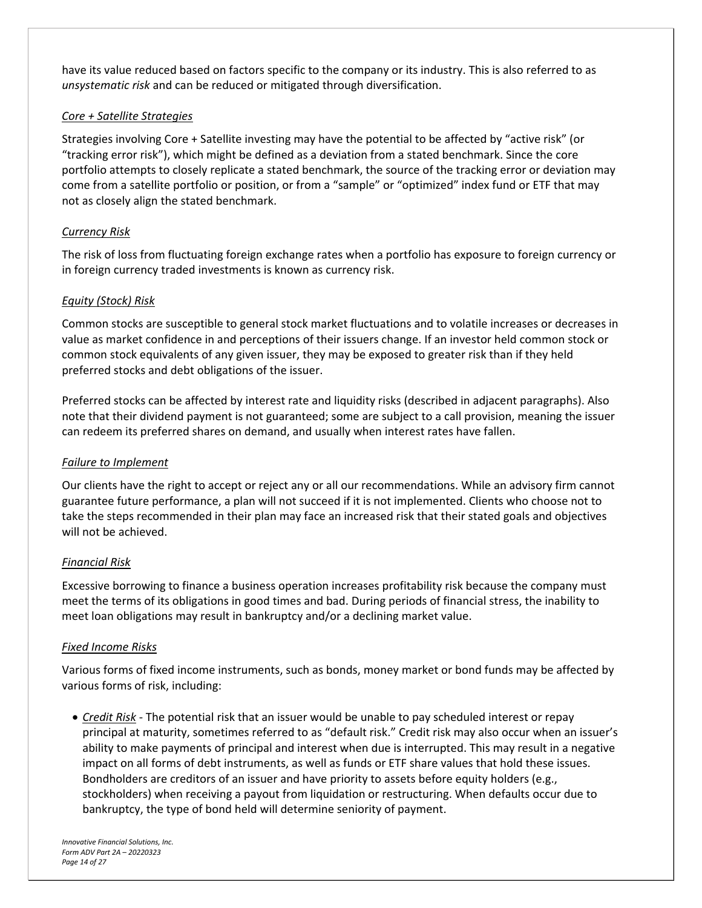have its value reduced based on factors specific to the company or its industry. This is also referred to as *unsystematic risk* and can be reduced or mitigated through diversification.

*Core + Satellite Strategies*

Strategies involving Core + Satellite investing may have the potential to be affected by "active risk" (or "tracking error risk"), which might be defined as a deviation from a stated benchmark. Since the core portfolio attempts to closely replicate a stated benchmark, the source of the tracking error or deviation may come from a satellite portfolio or position, or from a "sample" or "optimized" index fund or ETF that may not as closely align the stated benchmark.

*Currency Risk*

The risk of loss from fluctuating foreign exchange rates when a portfolio has exposure to foreign currency or in foreign currency traded investments is known as currency risk.

*Equity (Stock) Risk*

Common stocks are susceptible to general stock market fluctuations and to volatile increases or decreases in value as market confidence in and perceptions of their issuers change. If an investor held common stock or common stock equivalents of any given issuer, they may be exposed to greater risk than if they held preferred stocks and debt obligations of the issuer.

Preferred stocks can be affected by interest rate and liquidity risks (described in adjacent paragraphs). Also note that their dividend payment is not guaranteed; some are subject to a call provision, meaning the issuer can redeem its preferred shares on demand, and usually when interest rates have fallen.

*Failure to Implement*

Our clients have the right to accept or reject any or all our recommendations. While an advisory firm cannot guarantee future performance, a plan will not succeed if it is not implemented. Clients who choose not to take the steps recommended in their plan may face an increased risk that their stated goals and objectives will not be achieved.

*Financial Risk*

Excessive borrowing to finance a business operation increases profitability risk because the company must meet the terms of its obligations in good times and bad. During periods of financial stress, the inability to meet loan obligations may result in bankruptcy and/or a declining market value.

*Fixed Income Risks*

Various forms of fixed income instruments, such as bonds, money market or bond funds may be affected by various forms of risk, including:

- *Credit Risk* - The potential risk that an issuer would be unable to pay scheduled interest or repay principal at maturity, sometimes referred to as "default risk." Credit risk may also occur when an issuer's ability to make payments of principal and interest when due is interrupted. This may result in a negative impact on all forms of debt instruments, as well as funds or ETF share values that hold these issues. Bondholders are creditors of an issuer and have priority to assets before equity holders (e.g., stockholders) when receiving a payout from liquidation or restructuring. When defaults occur due to bankruptcy, the type of bond held will determine seniority of payment.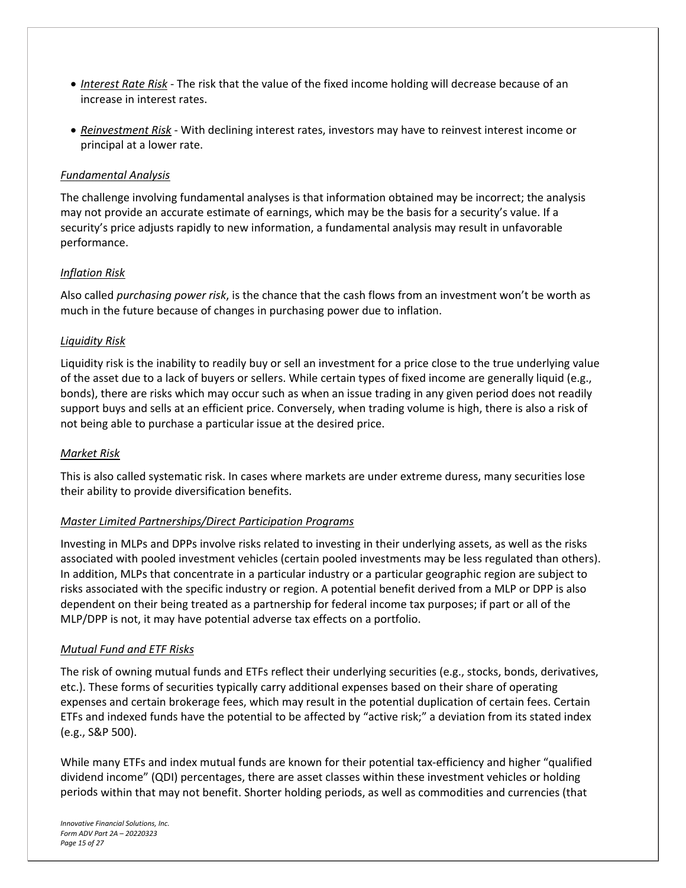- *Interest Rate Risk* - The risk that the value of the fixed income holding will decrease because of an increase in interest rates.

- *Reinvestment Risk* - With declining interest rates, investors may have to reinvest interest income or principal at a lower rate.

*Fundamental Analysis*

The challenge involving fundamental analyses is that information obtained may be incorrect; the analysis may not provide an accurate estimate of earnings, which may be the basis for a security's value. If a security's price adjusts rapidly to new information, a fundamental analysis may result in unfavorable performance.

*Inflation Risk*

Also called *purchasing power risk*, is the chance that the cash flows from an investment won't be worth as much in the future because of changes in purchasing power due to inflation.

*Liquidity Risk*

Liquidity risk is the inability to readily buy or sell an investment for a price close to the true underlying value of the asset due to a lack of buyers or sellers. While certain types of fixed income are generally liquid (e.g., bonds), there are risks which may occur such as when an issue trading in any given period does not readily support buys and sells at an efficient price. Conversely, when trading volume is high, there is also a risk of not being able to purchase a particular issue at the desired price.

*Market Risk*

This is also called systematic risk. In cases where markets are under extreme duress, many securities lose their ability to provide diversification benefits.

*Master Limited Partnerships/Direct Participation Programs*

Investing in MLPs and DPPs involve risks related to investing in their underlying assets, as well as the risks associated with pooled investment vehicles (certain pooled investments may be less regulated than others). In addition, MLPs that concentrate in a particular industry or a particular geographic region are subject to risks associated with the specific industry or region. A potential benefit derived from a MLP or DPP is also dependent on their being treated as a partnership for federal income tax purposes; if part or all of the MLP/DPP is not, it may have potential adverse tax effects on a portfolio.

*Mutual Fund and ETF Risks*

The risk of owning mutual funds and ETFs reflect their underlying securities (e.g., stocks, bonds, derivatives, etc.). These forms of securities typically carry additional expenses based on their share of operating expenses and certain brokerage fees, which may result in the potential duplication of certain fees. Certain ETFs and indexed funds have the potential to be affected by "active risk;" a deviation from its stated index (e.g., S&P 500).

While many ETFs and index mutual funds are known for their potential tax-efficiency and higher "qualified dividend income" (QDI) percentages, there are asset classes within these investment vehicles or holding periods within that may not benefit. Shorter holding periods, as well as commodities and currencies (that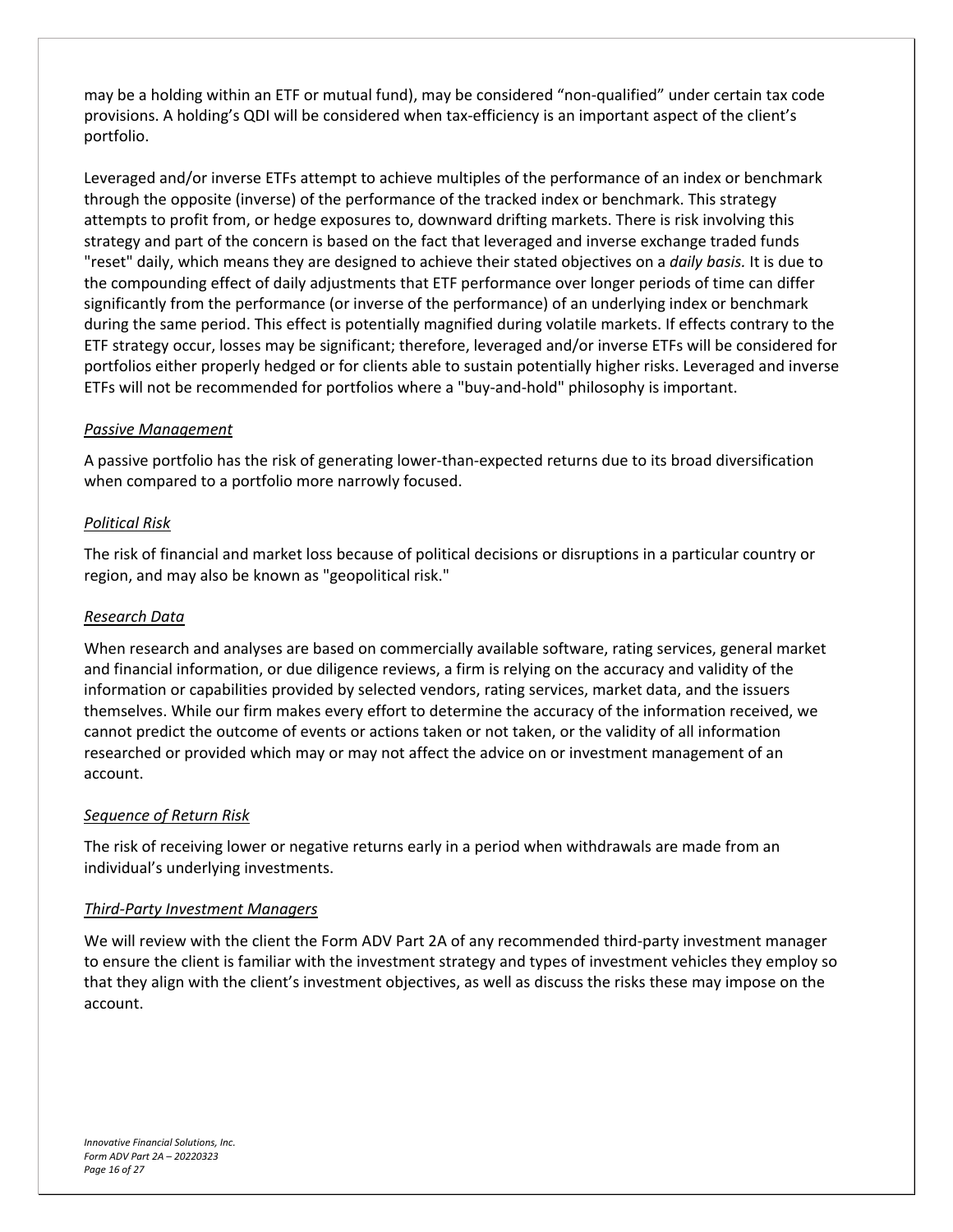may be a holding within an ETF or mutual fund), may be considered "non-qualified" under certain tax code provisions. A holding's QDI will be considered when tax-efficiency is an important aspect of the client's portfolio.

Leveraged and/or inverse ETFs attempt to achieve multiples of the performance of an index or benchmark through the opposite (inverse) of the performance of the tracked index or benchmark. This strategy attempts to profit from, or hedge exposures to, downward drifting markets. There is risk involving this strategy and part of the concern is based on the fact that leveraged and inverse exchange traded funds "reset" daily, which means they are designed to achieve their stated objectives on a *daily basis.* It is due to the compounding effect of daily adjustments that ETF performance over longer periods of time can differ significantly from the performance (or inverse of the performance) of an underlying index or benchmark during the same period. This effect is potentially magnified during volatile markets. If effects contrary to the ETF strategy occur, losses may be significant; therefore, leveraged and/or inverse ETFs will be considered for portfolios either properly hedged or for clients able to sustain potentially higher risks. Leveraged and inverse ETFs will not be recommended for portfolios where a "buy-and-hold" philosophy is important.

*Passive Management*

A passive portfolio has the risk of generating lower-than-expected returns due to its broad diversification when compared to a portfolio more narrowly focused.

*Political Risk*

The risk of financial and market loss because of political decisions or disruptions in a particular country or region, and may also be known as "geopolitical risk."

*Research Data*

When research and analyses are based on commercially available software, rating services, general market and financial information, or due diligence reviews, a firm is relying on the accuracy and validity of the information or capabilities provided by selected vendors, rating services, market data, and the issuers themselves. While our firm makes every effort to determine the accuracy of the information received, we cannot predict the outcome of events or actions taken or not taken, or the validity of all information researched or provided which may or may not affect the advice on or investment management of an account.

*Sequence of Return Risk*

The risk of receiving lower or negative returns early in a period when withdrawals are made from an individual's underlying investments.

*Third-Party Investment Managers*

We will review with the client the Form ADV Part 2A of any recommended third-party investment manager to ensure the client is familiar with the investment strategy and types of investment vehicles they employ so that they align with the client's investment objectives, as well as discuss the risks these may impose on the account.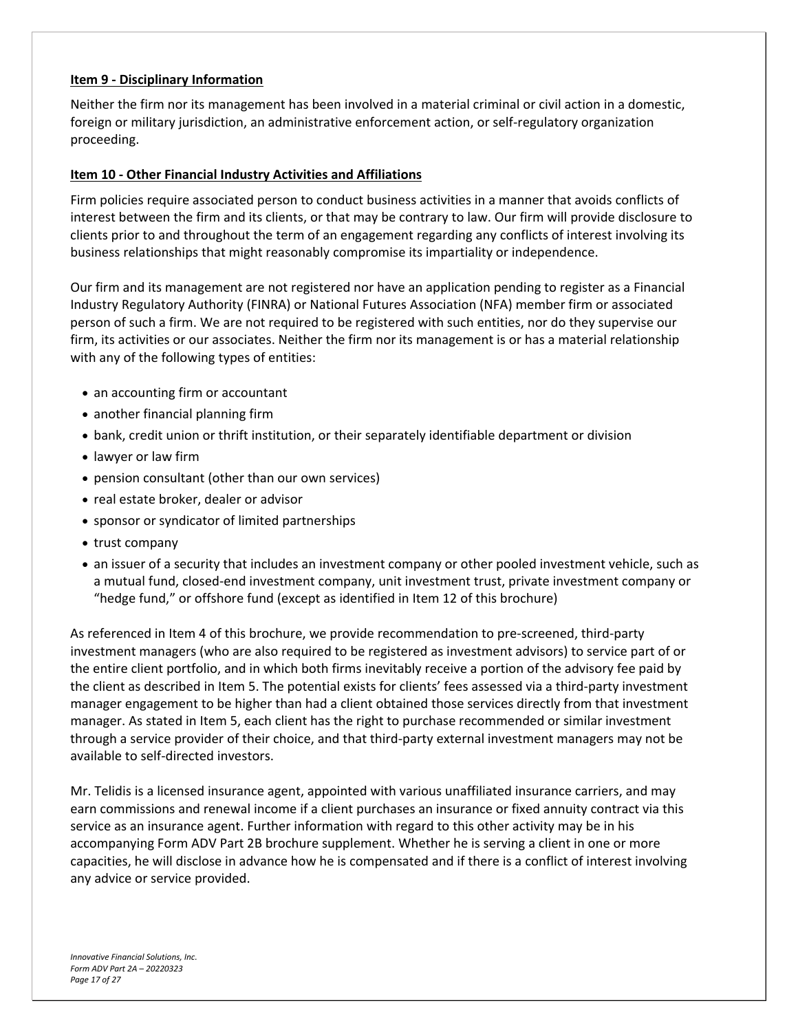## Item 9 - Disciplinary Information

Neither the firm nor its management has been involved in a material criminal or civil action in a domestic, foreign or military jurisdiction, an administrative enforcement action, or self-regulatory organization proceeding.

## Item 10 - Other Financial Industry Activities and Affiliations

Firm policies require associated person to conduct business activities in a manner that avoids conflicts of interest between the firm and its clients, or that may be contrary to law. Our firm will provide disclosure to clients prior to and throughout the term of an engagement regarding any conflicts of interest involving its business relationships that might reasonably compromise its impartiality or independence.

Our firm and its management are not registered nor have an application pending to register as a Financial Industry Regulatory Authority (FINRA) or National Futures Association (NFA) member firm or associated person of such a firm. We are not required to be registered with such entities, nor do they supervise our firm, its activities or our associates. Neither the firm nor its management is or has a material relationship with any of the following types of entities:

- an accounting firm or accountant
- another financial planning firm
- bank, credit union or thrift institution, or their separately identifiable department or division
- lawyer or law firm
- pension consultant (other than our own services)
- real estate broker, dealer or advisor
- sponsor or syndicator of limited partnerships
- trust company
- an issuer of a security that includes an investment company or other pooled investment vehicle, such as a mutual fund, closed-end investment company, unit investment trust, private investment company or "hedge fund," or offshore fund (except as identified in Item 12 of this brochure)

As referenced in Item 4 of this brochure, we provide recommendation to pre-screened, third-party investment managers (who are also required to be registered as investment advisors) to service part of or the entire client portfolio, and in which both firms inevitably receive a portion of the advisory fee paid by the client as described in Item 5. The potential exists for clients' fees assessed via a third-party investment manager engagement to be higher than had a client obtained those services directly from that investment manager. As stated in Item 5, each client has the right to purchase recommended or similar investment through a service provider of their choice, and that third-party external investment managers may not be available to self-directed investors.

Mr. Telidis is a licensed insurance agent, appointed with various unaffiliated insurance carriers, and may earn commissions and renewal income if a client purchases an insurance or fixed annuity contract via this service as an insurance agent. Further information with regard to this other activity may be in his accompanying Form ADV Part 2B brochure supplement. Whether he is serving a client in one or more capacities, he will disclose in advance how he is compensated and if there is a conflict of interest involving any advice or service provided.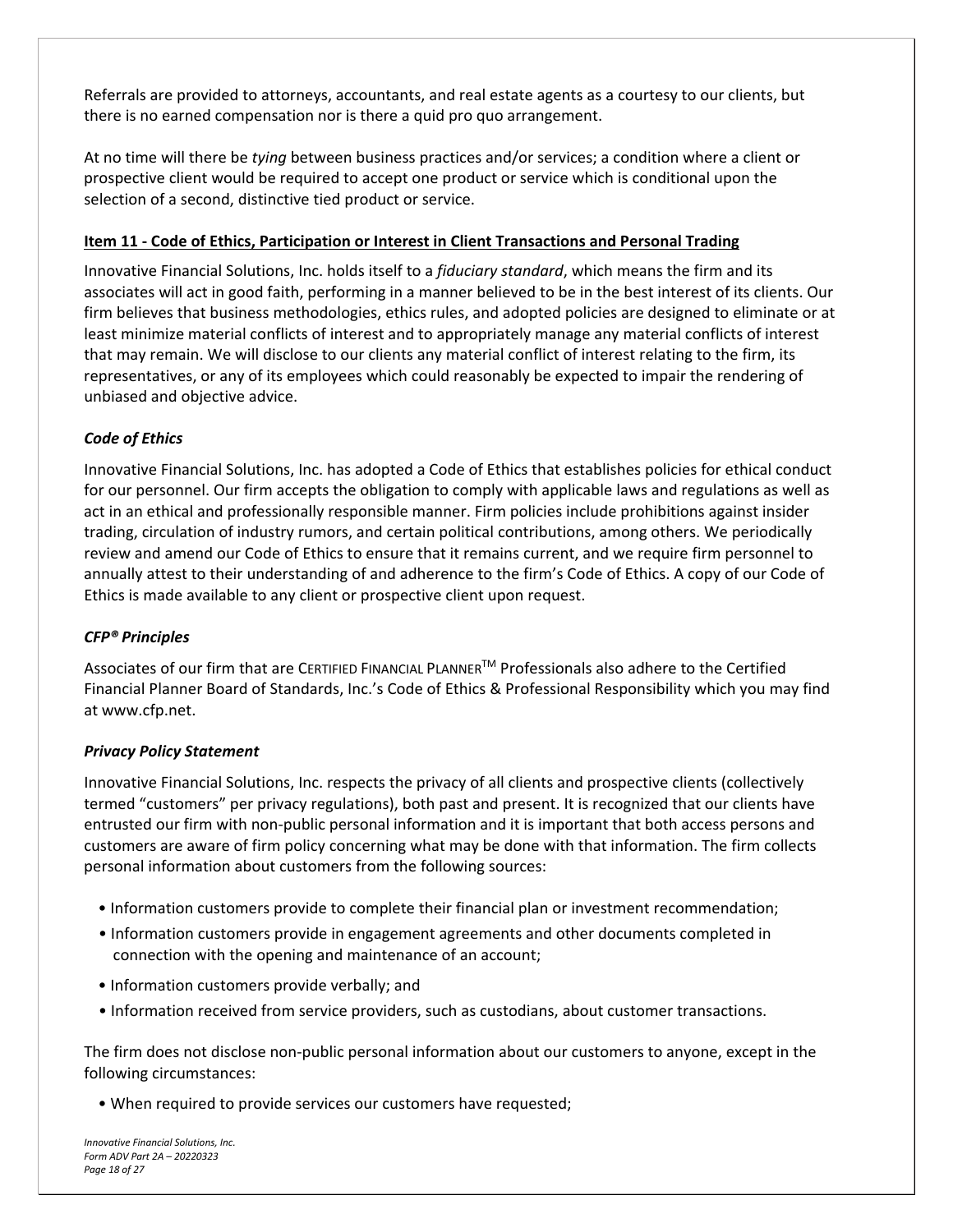Referrals are provided to attorneys, accountants, and real estate agents as a courtesy to our clients, but there is no earned compensation nor is there a quid pro quo arrangement.

At no time will there be *tying* between business practices and/or services; a condition where a client or prospective client would be required to accept one product or service which is conditional upon the selection of a second, distinctive tied product or service.

## Item 11 - Code of Ethics, Participation or Interest in Client Transactions and Personal Trading

Innovative Financial Solutions, Inc. holds itself to a *fiduciary standard*, which means the firm and its associates will act in good faith, performing in a manner believed to be in the best interest of its clients. Our firm believes that business methodologies, ethics rules, and adopted policies are designed to eliminate or at least minimize material conflicts of interest and to appropriately manage any material conflicts of interest that may remain. We will disclose to our clients any material conflict of interest relating to the firm, its representatives, or any of its employees which could reasonably be expected to impair the rendering of unbiased and objective advice.

### *Code of Ethics*

Innovative Financial Solutions, Inc. has adopted a Code of Ethics that establishes policies for ethical conduct for our personnel. Our firm accepts the obligation to comply with applicable laws and regulations as well as act in an ethical and professionally responsible manner. Firm policies include prohibitions against insider trading, circulation of industry rumors, and certain political contributions, among others. We periodically review and amend our Code of Ethics to ensure that it remains current, and we require firm personnel to annually attest to their understanding of and adherence to the firm's Code of Ethics. A copy of our Code of Ethics is made available to any client or prospective client upon request.

### *CFP® Principles*

Associates of our firm that are CERTIFIED FINANCIAL PLANNER™ Professionals also adhere to the Certified Financial Planner Board of Standards, Inc.'s Code of Ethics & Professional Responsibility which you may find at www.cfp.net.

### *Privacy Policy Statement*

Innovative Financial Solutions, Inc. respects the privacy of all clients and prospective clients (collectively termed "customers" per privacy regulations), both past and present. It is recognized that our clients have entrusted our firm with non-public personal information and it is important that both access persons and customers are aware of firm policy concerning what may be done with that information. The firm collects personal information about customers from the following sources:

- Information customers provide to complete their financial plan or investment recommendation;
- Information customers provide in engagement agreements and other documents completed in connection with the opening and maintenance of an account;
- Information customers provide verbally; and
- Information received from service providers, such as custodians, about customer transactions.

The firm does not disclose non-public personal information about our customers to anyone, except in the following circumstances:

- When required to provide services our customers have requested;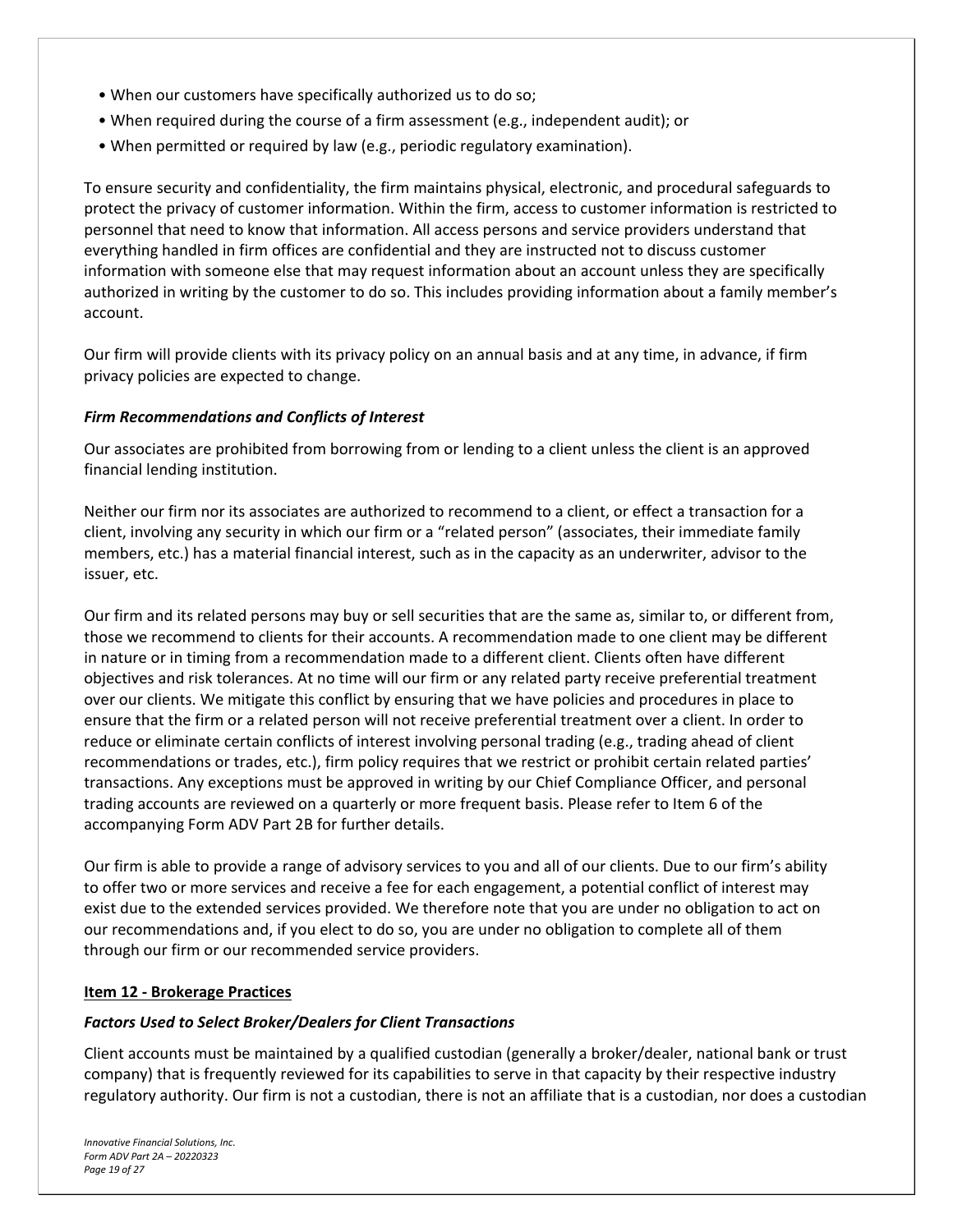- When our customers have specifically authorized us to do so;
- When required during the course of a firm assessment (e.g., independent audit); or
- When permitted or required by law (e.g., periodic regulatory examination).

To ensure security and confidentiality, the firm maintains physical, electronic, and procedural safeguards to protect the privacy of customer information. Within the firm, access to customer information is restricted to personnel that need to know that information. All access persons and service providers understand that everything handled in firm offices are confidential and they are instructed not to discuss customer information with someone else that may request information about an account unless they are specifically authorized in writing by the customer to do so. This includes providing information about a family member's account.

Our firm will provide clients with its privacy policy on an annual basis and at any time, in advance, if firm privacy policies are expected to change.

***Firm Recommendations and Conflicts of Interest***

Our associates are prohibited from borrowing from or lending to a client unless the client is an approved financial lending institution.

Neither our firm nor its associates are authorized to recommend to a client, or effect a transaction for a client, involving any security in which our firm or a "related person" (associates, their immediate family members, etc.) has a material financial interest, such as in the capacity as an underwriter, advisor to the issuer, etc.

Our firm and its related persons may buy or sell securities that are the same as, similar to, or different from, those we recommend to clients for their accounts. A recommendation made to one client may be different in nature or in timing from a recommendation made to a different client. Clients often have different objectives and risk tolerances. At no time will our firm or any related party receive preferential treatment over our clients. We mitigate this conflict by ensuring that we have policies and procedures in place to ensure that the firm or a related person will not receive preferential treatment over a client. In order to reduce or eliminate certain conflicts of interest involving personal trading (e.g., trading ahead of client recommendations or trades, etc.), firm policy requires that we restrict or prohibit certain related parties' transactions. Any exceptions must be approved in writing by our Chief Compliance Officer, and personal trading accounts are reviewed on a quarterly or more frequent basis. Please refer to Item 6 of the accompanying Form ADV Part 2B for further details.

Our firm is able to provide a range of advisory services to you and all of our clients. Due to our firm's ability to offer two or more services and receive a fee for each engagement, a potential conflict of interest may exist due to the extended services provided. We therefore note that you are under no obligation to act on our recommendations and, if you elect to do so, you are under no obligation to complete all of them through our firm or our recommended service providers.

## Item 12 - Brokerage Practices

***Factors Used to Select Broker/Dealers for Client Transactions***

Client accounts must be maintained by a qualified custodian (generally a broker/dealer, national bank or trust company) that is frequently reviewed for its capabilities to serve in that capacity by their respective industry regulatory authority. Our firm is not a custodian, there is not an affiliate that is a custodian, nor does a custodian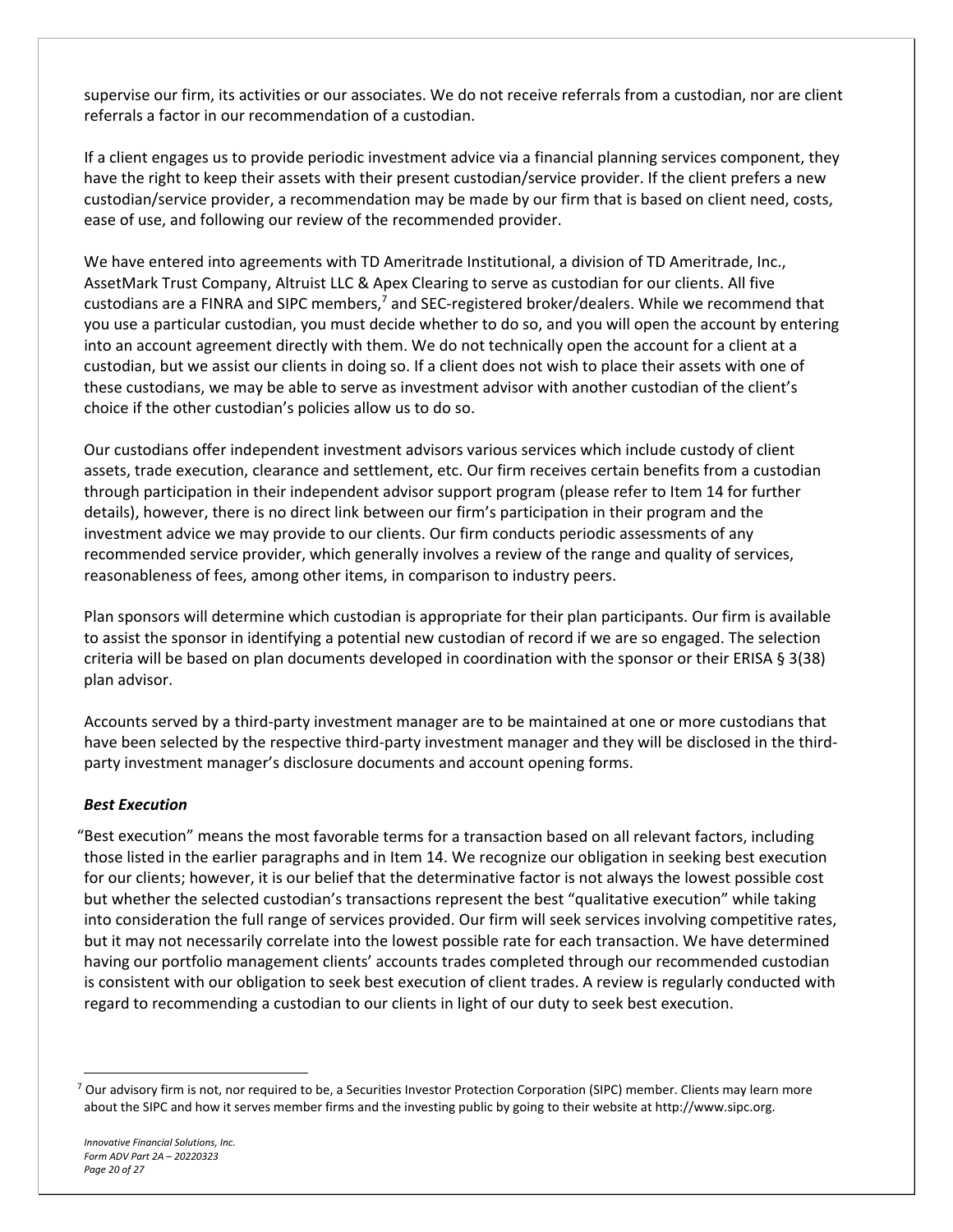supervise our firm, its activities or our associates. We do not receive referrals from a custodian, nor are client referrals a factor in our recommendation of a custodian.

If a client engages us to provide periodic investment advice via a financial planning services component, they have the right to keep their assets with their present custodian/service provider. If the client prefers a new custodian/service provider, a recommendation may be made by our firm that is based on client need, costs, ease of use, and following our review of the recommended provider.

We have entered into agreements with TD Ameritrade Institutional, a division of TD Ameritrade, Inc., AssetMark Trust Company, Altruist LLC & Apex Clearing to serve as custodian for our clients. All five custodians are a FINRA and SIPC members,[7] and SEC-registered broker/dealers. While we recommend that you use a particular custodian, you must decide whether to do so, and you will open the account by entering into an account agreement directly with them. We do not technically open the account for a client at a custodian, but we assist our clients in doing so. If a client does not wish to place their assets with one of these custodians, we may be able to serve as investment advisor with another custodian of the client's choice if the other custodian's policies allow us to do so.

Our custodians offer independent investment advisors various services which include custody of client assets, trade execution, clearance and settlement, etc. Our firm receives certain benefits from a custodian through participation in their independent advisor support program (please refer to Item 14 for further details), however, there is no direct link between our firm's participation in their program and the investment advice we may provide to our clients. Our firm conducts periodic assessments of any recommended service provider, which generally involves a review of the range and quality of services, reasonableness of fees, among other items, in comparison to industry peers.

Plan sponsors will determine which custodian is appropriate for their plan participants. Our firm is available to assist the sponsor in identifying a potential new custodian of record if we are so engaged. The selection criteria will be based on plan documents developed in coordination with the sponsor or their ERISA § 3(38) plan advisor.

Accounts served by a third-party investment manager are to be maintained at one or more custodians that have been selected by the respective third-party investment manager and they will be disclosed in the third-party investment manager's disclosure documents and account opening forms.

***Best Execution***

"Best execution" means the most favorable terms for a transaction based on all relevant factors, including those listed in the earlier paragraphs and in Item 14. We recognize our obligation in seeking best execution for our clients; however, it is our belief that the determinative factor is not always the lowest possible cost but whether the selected custodian's transactions represent the best "qualitative execution" while taking into consideration the full range of services provided. Our firm will seek services involving competitive rates, but it may not necessarily correlate into the lowest possible rate for each transaction. We have determined having our portfolio management clients' accounts trades completed through our recommended custodian is consistent with our obligation to seek best execution of client trades. A review is regularly conducted with regard to recommending a custodian to our clients in light of our duty to seek best execution.

---

[7] Our advisory firm is not, nor required to be, a Securities Investor Protection Corporation (SIPC) member. Clients may learn more about the SIPC and how it serves member firms and the investing public by going to their website at http://www.sipc.org.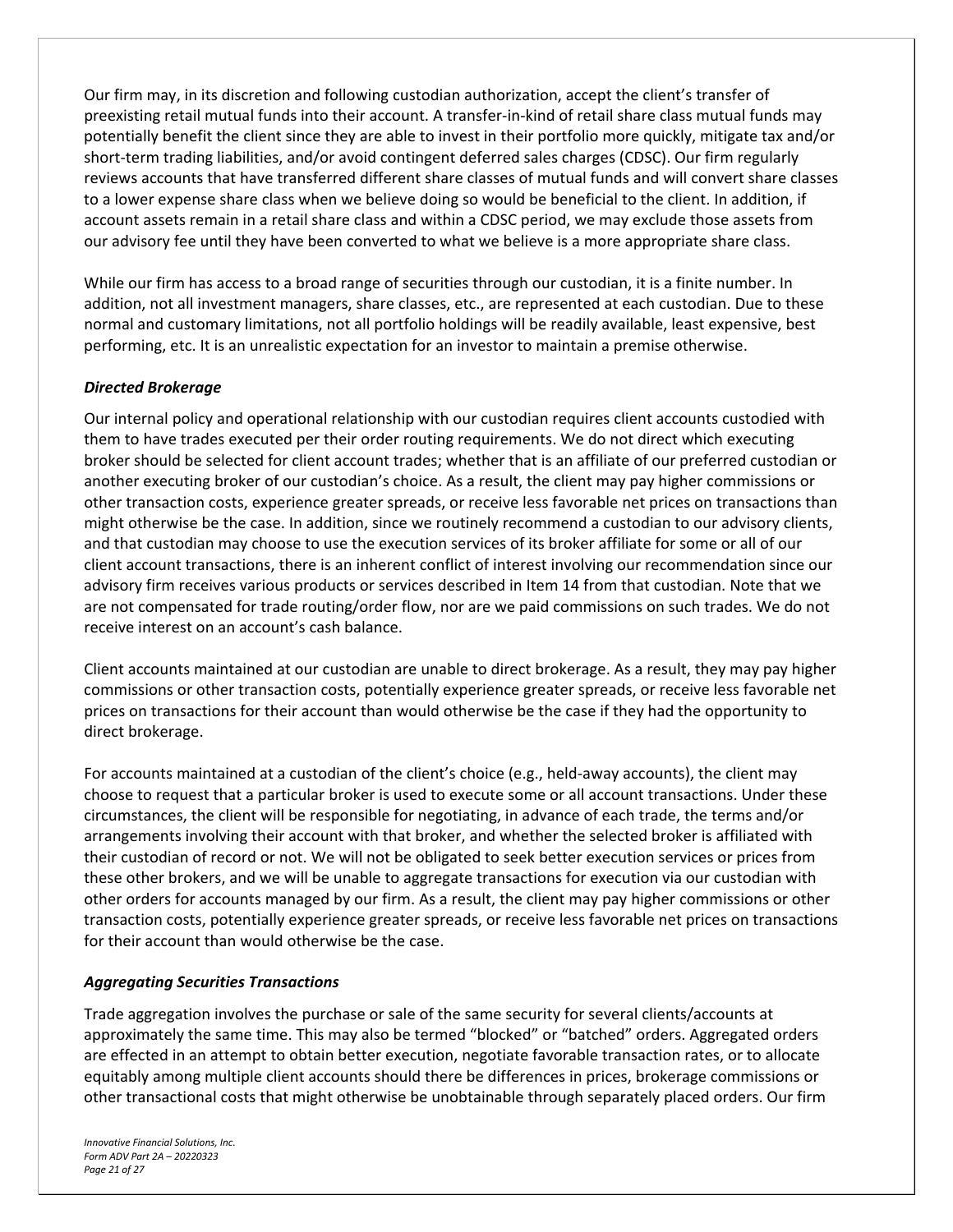Our firm may, in its discretion and following custodian authorization, accept the client's transfer of preexisting retail mutual funds into their account. A transfer-in-kind of retail share class mutual funds may potentially benefit the client since they are able to invest in their portfolio more quickly, mitigate tax and/or short-term trading liabilities, and/or avoid contingent deferred sales charges (CDSC). Our firm regularly reviews accounts that have transferred different share classes of mutual funds and will convert share classes to a lower expense share class when we believe doing so would be beneficial to the client. In addition, if account assets remain in a retail share class and within a CDSC period, we may exclude those assets from our advisory fee until they have been converted to what we believe is a more appropriate share class.

While our firm has access to a broad range of securities through our custodian, it is a finite number. In addition, not all investment managers, share classes, etc., are represented at each custodian. Due to these normal and customary limitations, not all portfolio holdings will be readily available, least expensive, best performing, etc. It is an unrealistic expectation for an investor to maintain a premise otherwise.

***Directed Brokerage***

Our internal policy and operational relationship with our custodian requires client accounts custodied with them to have trades executed per their order routing requirements. We do not direct which executing broker should be selected for client account trades; whether that is an affiliate of our preferred custodian or another executing broker of our custodian's choice. As a result, the client may pay higher commissions or other transaction costs, experience greater spreads, or receive less favorable net prices on transactions than might otherwise be the case. In addition, since we routinely recommend a custodian to our advisory clients, and that custodian may choose to use the execution services of its broker affiliate for some or all of our client account transactions, there is an inherent conflict of interest involving our recommendation since our advisory firm receives various products or services described in Item 14 from that custodian. Note that we are not compensated for trade routing/order flow, nor are we paid commissions on such trades. We do not receive interest on an account's cash balance.

Client accounts maintained at our custodian are unable to direct brokerage. As a result, they may pay higher commissions or other transaction costs, potentially experience greater spreads, or receive less favorable net prices on transactions for their account than would otherwise be the case if they had the opportunity to direct brokerage.

For accounts maintained at a custodian of the client's choice (e.g., held-away accounts), the client may choose to request that a particular broker is used to execute some or all account transactions. Under these circumstances, the client will be responsible for negotiating, in advance of each trade, the terms and/or arrangements involving their account with that broker, and whether the selected broker is affiliated with their custodian of record or not. We will not be obligated to seek better execution services or prices from these other brokers, and we will be unable to aggregate transactions for execution via our custodian with other orders for accounts managed by our firm. As a result, the client may pay higher commissions or other transaction costs, potentially experience greater spreads, or receive less favorable net prices on transactions for their account than would otherwise be the case.

***Aggregating Securities Transactions***

Trade aggregation involves the purchase or sale of the same security for several clients/accounts at approximately the same time. This may also be termed "blocked" or "batched" orders. Aggregated orders are effected in an attempt to obtain better execution, negotiate favorable transaction rates, or to allocate equitably among multiple client accounts should there be differences in prices, brokerage commissions or other transactional costs that might otherwise be unobtainable through separately placed orders. Our firm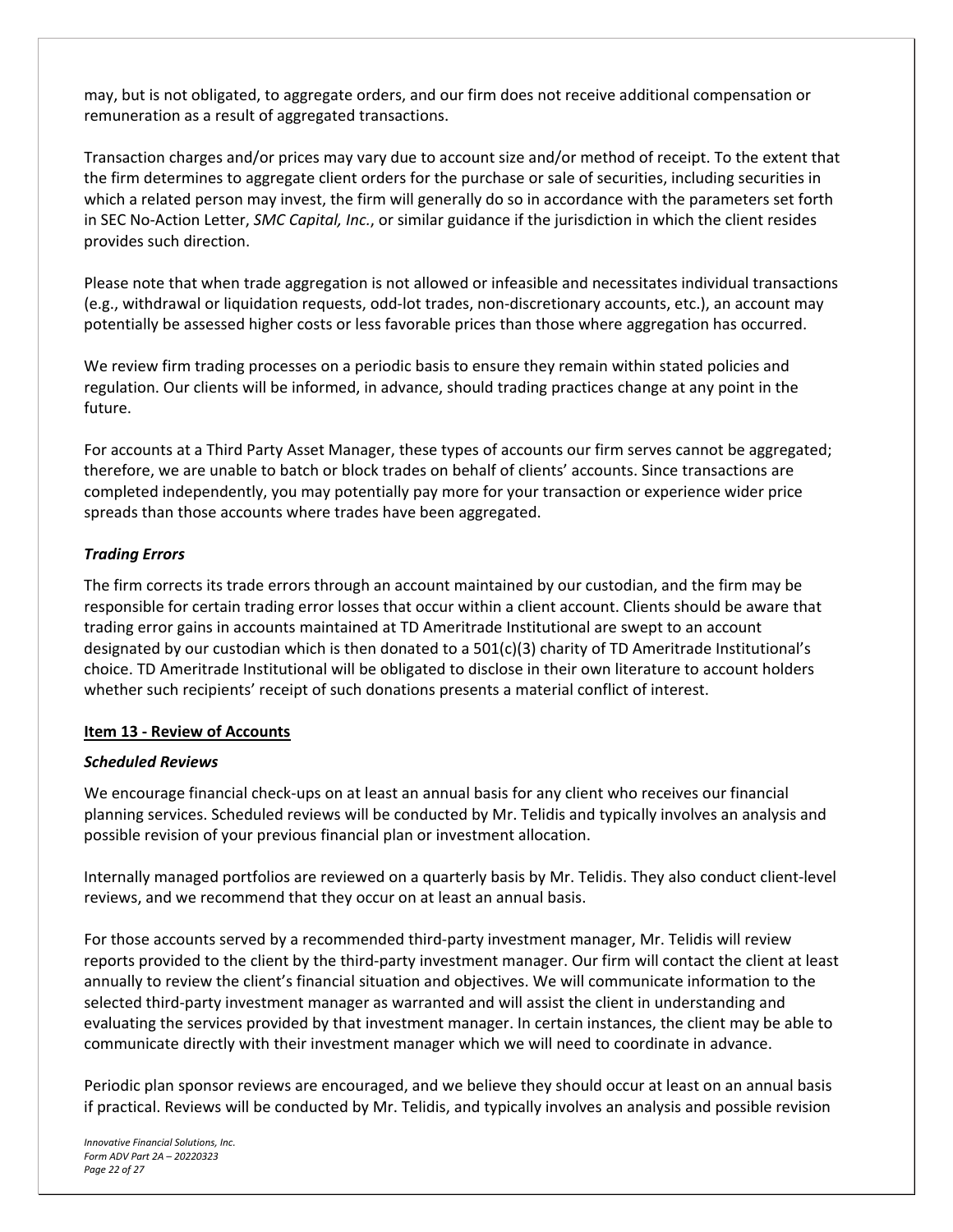may, but is not obligated, to aggregate orders, and our firm does not receive additional compensation or remuneration as a result of aggregated transactions.

Transaction charges and/or prices may vary due to account size and/or method of receipt. To the extent that the firm determines to aggregate client orders for the purchase or sale of securities, including securities in which a related person may invest, the firm will generally do so in accordance with the parameters set forth in SEC No-Action Letter, *SMC Capital, Inc.*, or similar guidance if the jurisdiction in which the client resides provides such direction.

Please note that when trade aggregation is not allowed or infeasible and necessitates individual transactions (e.g., withdrawal or liquidation requests, odd-lot trades, non-discretionary accounts, etc.), an account may potentially be assessed higher costs or less favorable prices than those where aggregation has occurred.

We review firm trading processes on a periodic basis to ensure they remain within stated policies and regulation. Our clients will be informed, in advance, should trading practices change at any point in the future.

For accounts at a Third Party Asset Manager, these types of accounts our firm serves cannot be aggregated; therefore, we are unable to batch or block trades on behalf of clients' accounts. Since transactions are completed independently, you may potentially pay more for your transaction or experience wider price spreads than those accounts where trades have been aggregated.

### *Trading Errors*

The firm corrects its trade errors through an account maintained by our custodian, and the firm may be responsible for certain trading error losses that occur within a client account. Clients should be aware that trading error gains in accounts maintained at TD Ameritrade Institutional are swept to an account designated by our custodian which is then donated to a 501(c)(3) charity of TD Ameritrade Institutional's choice. TD Ameritrade Institutional will be obligated to disclose in their own literature to account holders whether such recipients' receipt of such donations presents a material conflict of interest.

## Item 13 - Review of Accounts

### *Scheduled Reviews*

We encourage financial check-ups on at least an annual basis for any client who receives our financial planning services. Scheduled reviews will be conducted by Mr. Telidis and typically involves an analysis and possible revision of your previous financial plan or investment allocation.

Internally managed portfolios are reviewed on a quarterly basis by Mr. Telidis. They also conduct client-level reviews, and we recommend that they occur on at least an annual basis.

For those accounts served by a recommended third-party investment manager, Mr. Telidis will review reports provided to the client by the third-party investment manager. Our firm will contact the client at least annually to review the client's financial situation and objectives. We will communicate information to the selected third-party investment manager as warranted and will assist the client in understanding and evaluating the services provided by that investment manager. In certain instances, the client may be able to communicate directly with their investment manager which we will need to coordinate in advance.

Periodic plan sponsor reviews are encouraged, and we believe they should occur at least on an annual basis if practical. Reviews will be conducted by Mr. Telidis, and typically involves an analysis and possible revision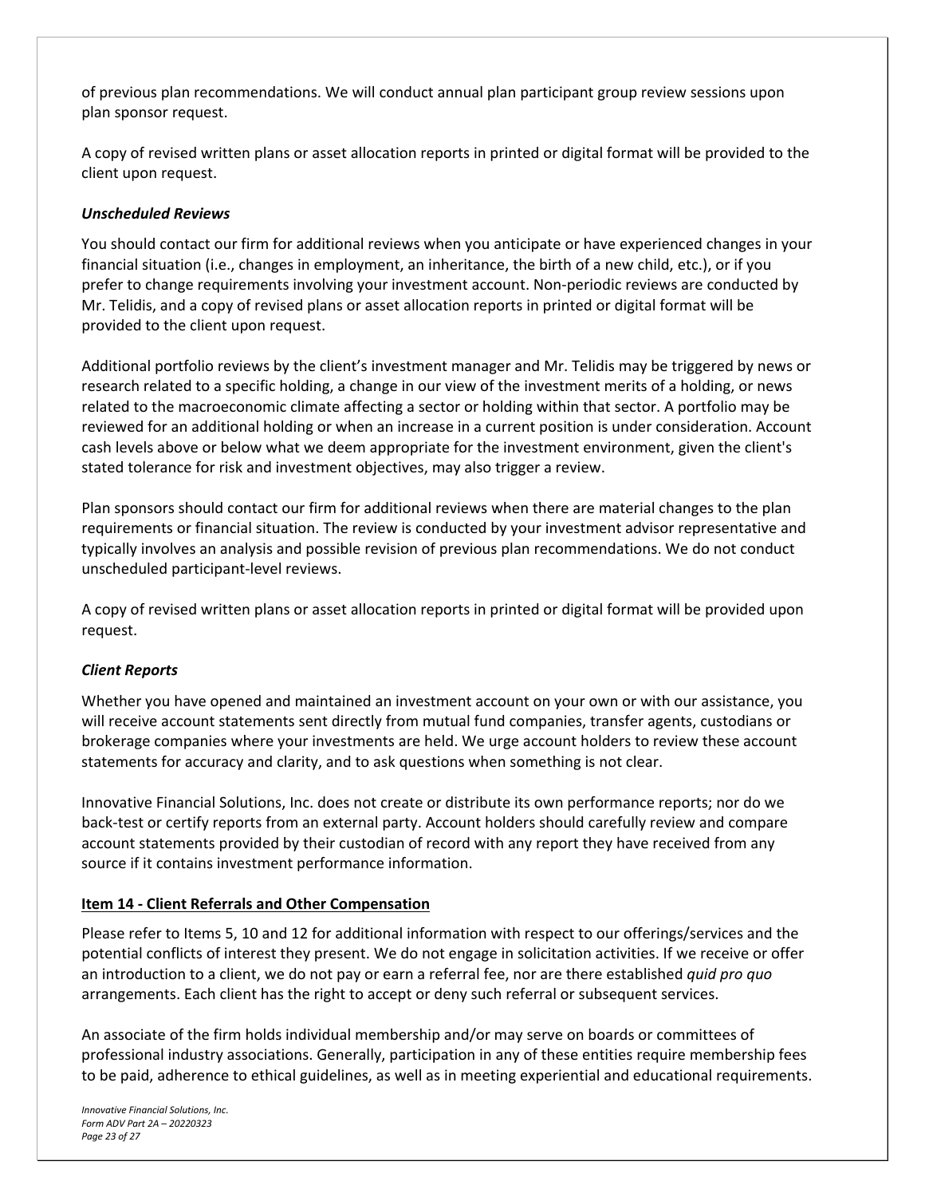of previous plan recommendations. We will conduct annual plan participant group review sessions upon plan sponsor request.

A copy of revised written plans or asset allocation reports in printed or digital format will be provided to the client upon request.

### *Unscheduled Reviews*

You should contact our firm for additional reviews when you anticipate or have experienced changes in your financial situation (i.e., changes in employment, an inheritance, the birth of a new child, etc.), or if you prefer to change requirements involving your investment account. Non-periodic reviews are conducted by Mr. Telidis, and a copy of revised plans or asset allocation reports in printed or digital format will be provided to the client upon request.

Additional portfolio reviews by the client's investment manager and Mr. Telidis may be triggered by news or research related to a specific holding, a change in our view of the investment merits of a holding, or news related to the macroeconomic climate affecting a sector or holding within that sector. A portfolio may be reviewed for an additional holding or when an increase in a current position is under consideration. Account cash levels above or below what we deem appropriate for the investment environment, given the client's stated tolerance for risk and investment objectives, may also trigger a review.

Plan sponsors should contact our firm for additional reviews when there are material changes to the plan requirements or financial situation. The review is conducted by your investment advisor representative and typically involves an analysis and possible revision of previous plan recommendations. We do not conduct unscheduled participant-level reviews.

A copy of revised written plans or asset allocation reports in printed or digital format will be provided upon request.

### *Client Reports*

Whether you have opened and maintained an investment account on your own or with our assistance, you will receive account statements sent directly from mutual fund companies, transfer agents, custodians or brokerage companies where your investments are held. We urge account holders to review these account statements for accuracy and clarity, and to ask questions when something is not clear.

Innovative Financial Solutions, Inc. does not create or distribute its own performance reports; nor do we back-test or certify reports from an external party. Account holders should carefully review and compare account statements provided by their custodian of record with any report they have received from any source if it contains investment performance information.

## Item 14 - Client Referrals and Other Compensation

Please refer to Items 5, 10 and 12 for additional information with respect to our offerings/services and the potential conflicts of interest they present. We do not engage in solicitation activities. If we receive or offer an introduction to a client, we do not pay or earn a referral fee, nor are there established *quid pro quo* arrangements. Each client has the right to accept or deny such referral or subsequent services.

An associate of the firm holds individual membership and/or may serve on boards or committees of professional industry associations. Generally, participation in any of these entities require membership fees to be paid, adherence to ethical guidelines, as well as in meeting experiential and educational requirements.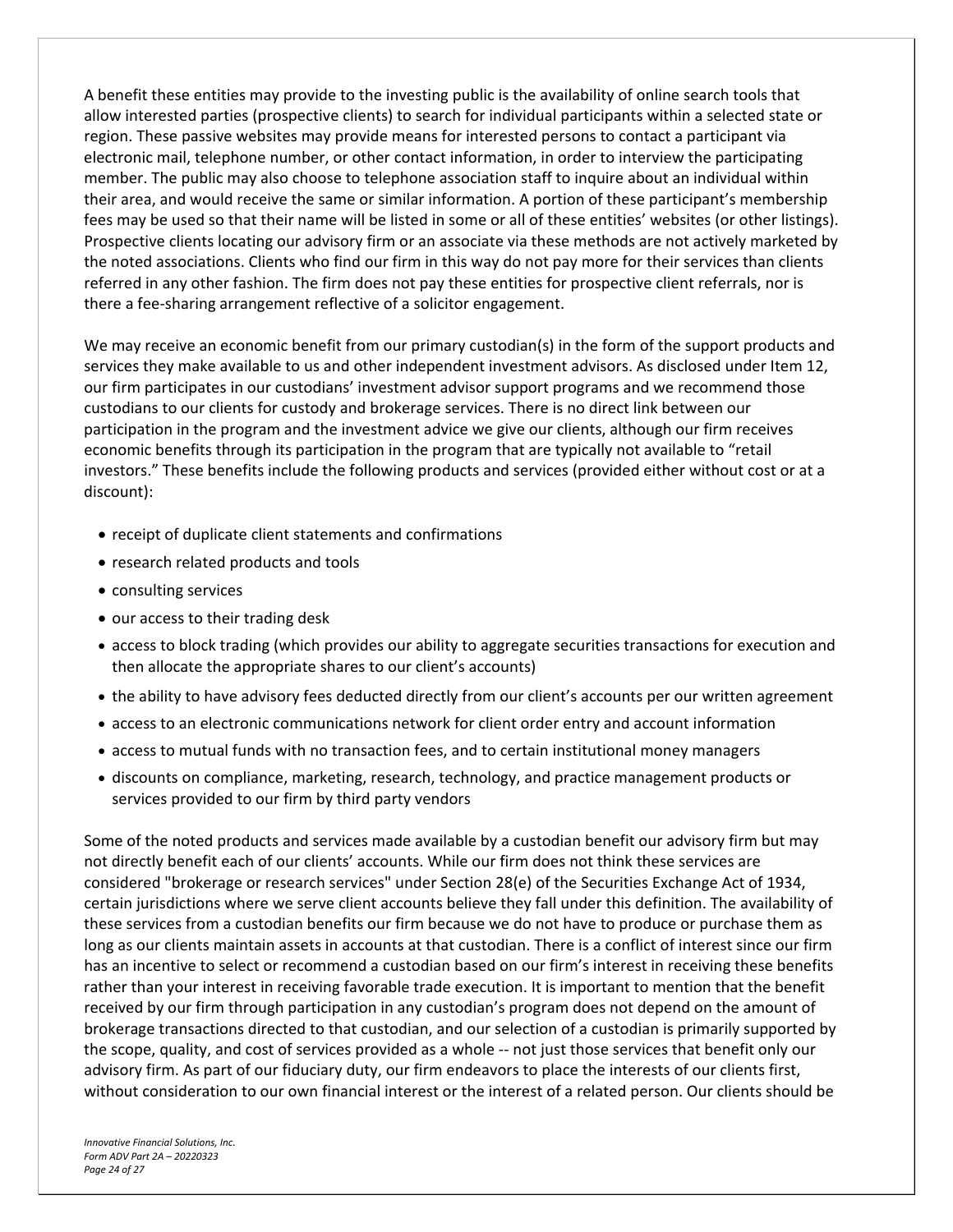A benefit these entities may provide to the investing public is the availability of online search tools that allow interested parties (prospective clients) to search for individual participants within a selected state or region. These passive websites may provide means for interested persons to contact a participant via electronic mail, telephone number, or other contact information, in order to interview the participating member. The public may also choose to telephone association staff to inquire about an individual within their area, and would receive the same or similar information. A portion of these participant's membership fees may be used so that their name will be listed in some or all of these entities' websites (or other listings). Prospective clients locating our advisory firm or an associate via these methods are not actively marketed by the noted associations. Clients who find our firm in this way do not pay more for their services than clients referred in any other fashion. The firm does not pay these entities for prospective client referrals, nor is there a fee-sharing arrangement reflective of a solicitor engagement.

We may receive an economic benefit from our primary custodian(s) in the form of the support products and services they make available to us and other independent investment advisors. As disclosed under Item 12, our firm participates in our custodians' investment advisor support programs and we recommend those custodians to our clients for custody and brokerage services. There is no direct link between our participation in the program and the investment advice we give our clients, although our firm receives economic benefits through its participation in the program that are typically not available to "retail investors." These benefits include the following products and services (provided either without cost or at a discount):

- receipt of duplicate client statements and confirmations
- research related products and tools
- consulting services
- our access to their trading desk
- access to block trading (which provides our ability to aggregate securities transactions for execution and then allocate the appropriate shares to our client's accounts)
- the ability to have advisory fees deducted directly from our client's accounts per our written agreement
- access to an electronic communications network for client order entry and account information
- access to mutual funds with no transaction fees, and to certain institutional money managers
- discounts on compliance, marketing, research, technology, and practice management products or services provided to our firm by third party vendors

Some of the noted products and services made available by a custodian benefit our advisory firm but may not directly benefit each of our clients' accounts. While our firm does not think these services are considered "brokerage or research services" under Section 28(e) of the Securities Exchange Act of 1934, certain jurisdictions where we serve client accounts believe they fall under this definition. The availability of these services from a custodian benefits our firm because we do not have to produce or purchase them as long as our clients maintain assets in accounts at that custodian. There is a conflict of interest since our firm has an incentive to select or recommend a custodian based on our firm's interest in receiving these benefits rather than your interest in receiving favorable trade execution. It is important to mention that the benefit received by our firm through participation in any custodian's program does not depend on the amount of brokerage transactions directed to that custodian, and our selection of a custodian is primarily supported by the scope, quality, and cost of services provided as a whole -- not just those services that benefit only our advisory firm. As part of our fiduciary duty, our firm endeavors to place the interests of our clients first, without consideration to our own financial interest or the interest of a related person. Our clients should be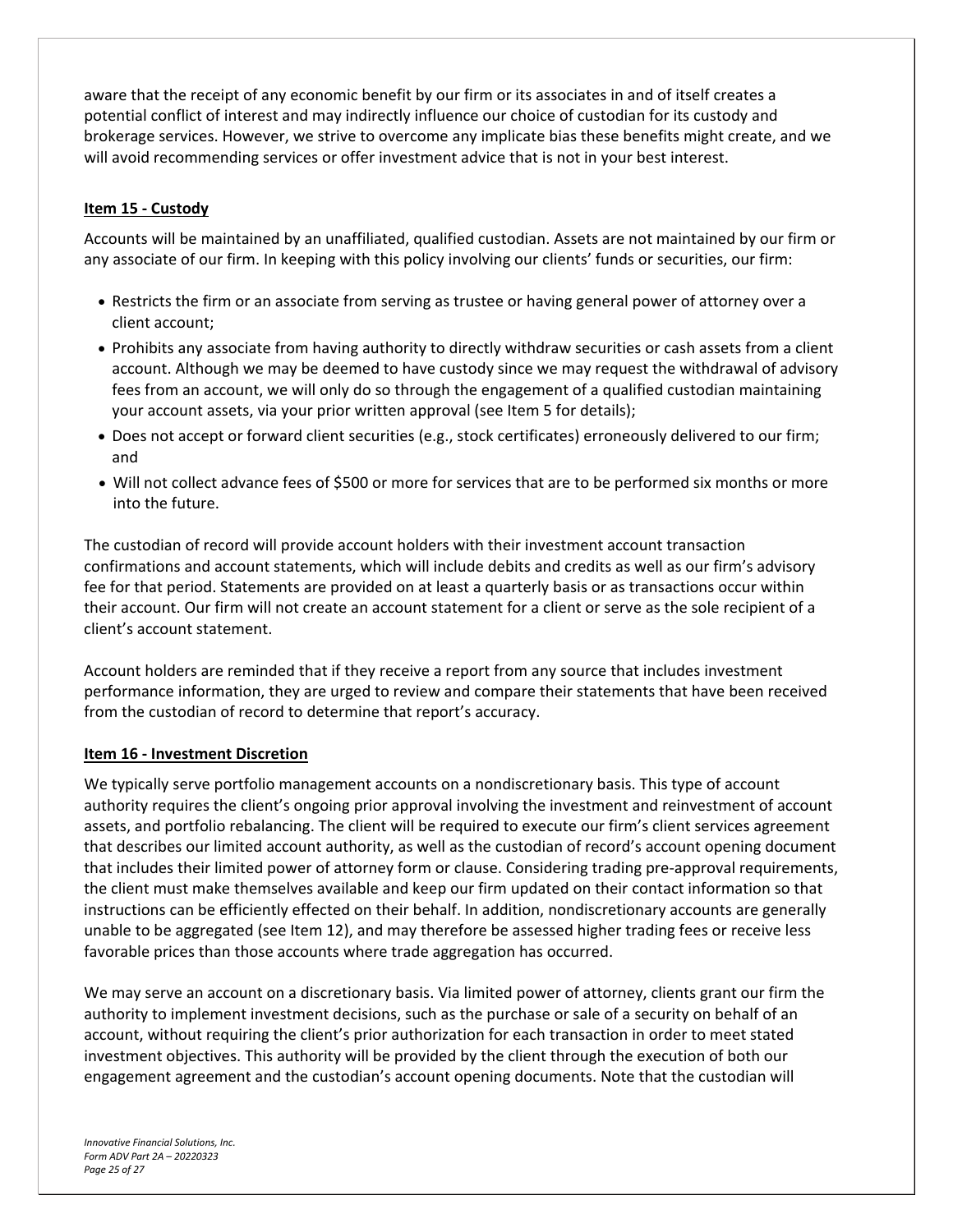aware that the receipt of any economic benefit by our firm or its associates in and of itself creates a potential conflict of interest and may indirectly influence our choice of custodian for its custody and brokerage services. However, we strive to overcome any implicate bias these benefits might create, and we will avoid recommending services or offer investment advice that is not in your best interest.

## Item 15 - Custody

Accounts will be maintained by an unaffiliated, qualified custodian. Assets are not maintained by our firm or any associate of our firm. In keeping with this policy involving our clients' funds or securities, our firm:

- Restricts the firm or an associate from serving as trustee or having general power of attorney over a client account;
- Prohibits any associate from having authority to directly withdraw securities or cash assets from a client account. Although we may be deemed to have custody since we may request the withdrawal of advisory fees from an account, we will only do so through the engagement of a qualified custodian maintaining your account assets, via your prior written approval (see Item 5 for details);
- Does not accept or forward client securities (e.g., stock certificates) erroneously delivered to our firm; and
- Will not collect advance fees of $500 or more for services that are to be performed six months or more into the future.

The custodian of record will provide account holders with their investment account transaction confirmations and account statements, which will include debits and credits as well as our firm's advisory fee for that period. Statements are provided on at least a quarterly basis or as transactions occur within their account. Our firm will not create an account statement for a client or serve as the sole recipient of a client's account statement.

Account holders are reminded that if they receive a report from any source that includes investment performance information, they are urged to review and compare their statements that have been received from the custodian of record to determine that report's accuracy.

## Item 16 - Investment Discretion

We typically serve portfolio management accounts on a nondiscretionary basis. This type of account authority requires the client's ongoing prior approval involving the investment and reinvestment of account assets, and portfolio rebalancing. The client will be required to execute our firm's client services agreement that describes our limited account authority, as well as the custodian of record's account opening document that includes their limited power of attorney form or clause. Considering trading pre-approval requirements, the client must make themselves available and keep our firm updated on their contact information so that instructions can be efficiently effected on their behalf. In addition, nondiscretionary accounts are generally unable to be aggregated (see Item 12), and may therefore be assessed higher trading fees or receive less favorable prices than those accounts where trade aggregation has occurred.

We may serve an account on a discretionary basis. Via limited power of attorney, clients grant our firm the authority to implement investment decisions, such as the purchase or sale of a security on behalf of an account, without requiring the client's prior authorization for each transaction in order to meet stated investment objectives. This authority will be provided by the client through the execution of both our engagement agreement and the custodian's account opening documents. Note that the custodian will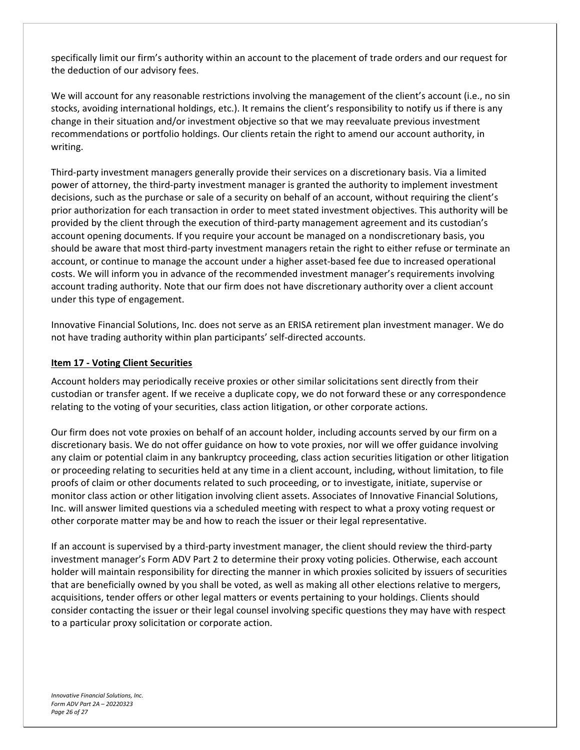specifically limit our firm's authority within an account to the placement of trade orders and our request for the deduction of our advisory fees.

We will account for any reasonable restrictions involving the management of the client's account (i.e., no sin stocks, avoiding international holdings, etc.). It remains the client's responsibility to notify us if there is any change in their situation and/or investment objective so that we may reevaluate previous investment recommendations or portfolio holdings. Our clients retain the right to amend our account authority, in writing.

Third-party investment managers generally provide their services on a discretionary basis. Via a limited power of attorney, the third-party investment manager is granted the authority to implement investment decisions, such as the purchase or sale of a security on behalf of an account, without requiring the client's prior authorization for each transaction in order to meet stated investment objectives. This authority will be provided by the client through the execution of third-party management agreement and its custodian's account opening documents. If you require your account be managed on a nondiscretionary basis, you should be aware that most third-party investment managers retain the right to either refuse or terminate an account, or continue to manage the account under a higher asset-based fee due to increased operational costs. We will inform you in advance of the recommended investment manager's requirements involving account trading authority. Note that our firm does not have discretionary authority over a client account under this type of engagement.

Innovative Financial Solutions, Inc. does not serve as an ERISA retirement plan investment manager. We do not have trading authority within plan participants' self-directed accounts.

## Item 17 - Voting Client Securities

Account holders may periodically receive proxies or other similar solicitations sent directly from their custodian or transfer agent. If we receive a duplicate copy, we do not forward these or any correspondence relating to the voting of your securities, class action litigation, or other corporate actions.

Our firm does not vote proxies on behalf of an account holder, including accounts served by our firm on a discretionary basis. We do not offer guidance on how to vote proxies, nor will we offer guidance involving any claim or potential claim in any bankruptcy proceeding, class action securities litigation or other litigation or proceeding relating to securities held at any time in a client account, including, without limitation, to file proofs of claim or other documents related to such proceeding, or to investigate, initiate, supervise or monitor class action or other litigation involving client assets. Associates of Innovative Financial Solutions, Inc. will answer limited questions via a scheduled meeting with respect to what a proxy voting request or other corporate matter may be and how to reach the issuer or their legal representative.

If an account is supervised by a third-party investment manager, the client should review the third-party investment manager's Form ADV Part 2 to determine their proxy voting policies. Otherwise, each account holder will maintain responsibility for directing the manner in which proxies solicited by issuers of securities that are beneficially owned by you shall be voted, as well as making all other elections relative to mergers, acquisitions, tender offers or other legal matters or events pertaining to your holdings. Clients should consider contacting the issuer or their legal counsel involving specific questions they may have with respect to a particular proxy solicitation or corporate action.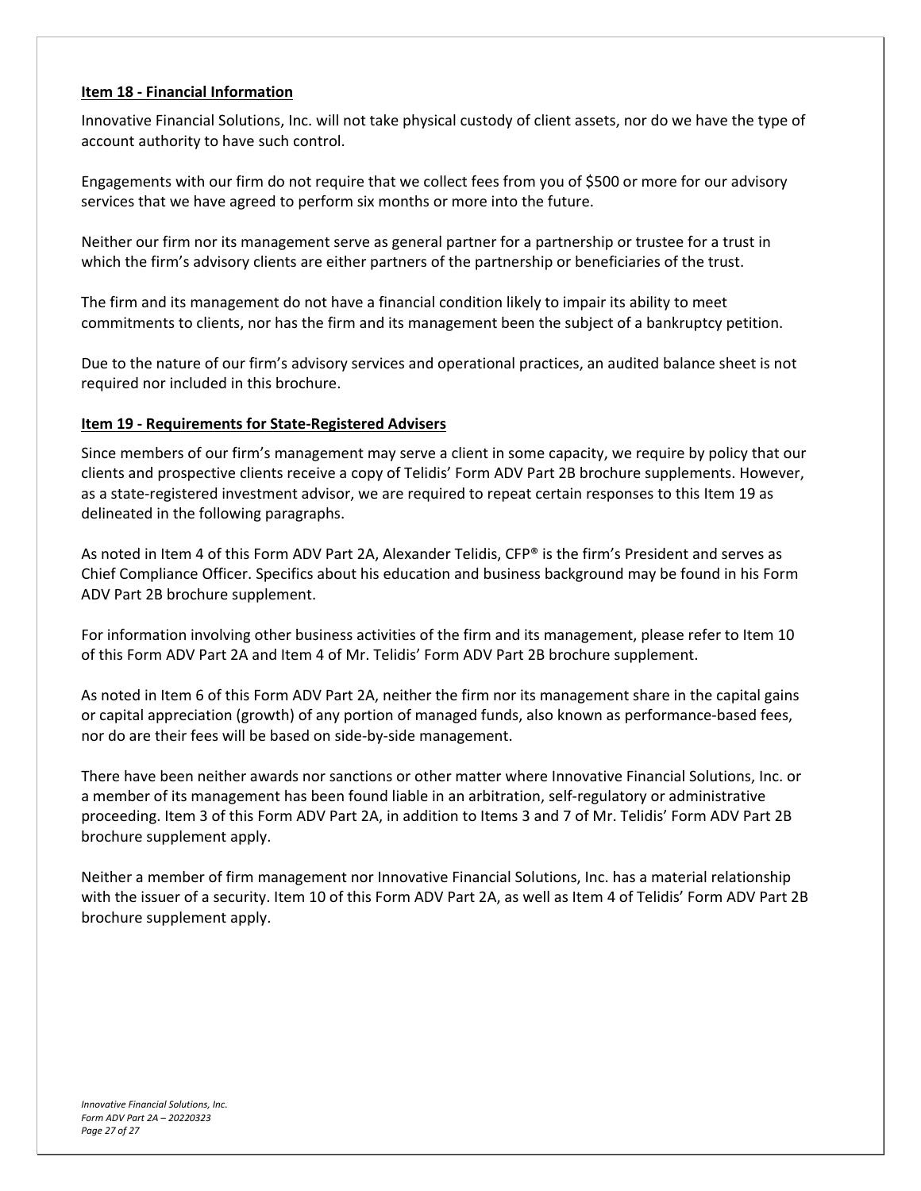**Item 18 - Financial Information**

Innovative Financial Solutions, Inc. will not take physical custody of client assets, nor do we have the type of account authority to have such control.

Engagements with our firm do not require that we collect fees from you of $500 or more for our advisory services that we have agreed to perform six months or more into the future.

Neither our firm nor its management serve as general partner for a partnership or trustee for a trust in which the firm's advisory clients are either partners of the partnership or beneficiaries of the trust.

The firm and its management do not have a financial condition likely to impair its ability to meet commitments to clients, nor has the firm and its management been the subject of a bankruptcy petition.

Due to the nature of our firm's advisory services and operational practices, an audited balance sheet is not required nor included in this brochure.

**Item 19 - Requirements for State-Registered Advisers**

Since members of our firm's management may serve a client in some capacity, we require by policy that our clients and prospective clients receive a copy of Telidis' Form ADV Part 2B brochure supplements. However, as a state-registered investment advisor, we are required to repeat certain responses to this Item 19 as delineated in the following paragraphs.

As noted in Item 4 of this Form ADV Part 2A, Alexander Telidis, CFP® is the firm's President and serves as Chief Compliance Officer. Specifics about his education and business background may be found in his Form ADV Part 2B brochure supplement.

For information involving other business activities of the firm and its management, please refer to Item 10 of this Form ADV Part 2A and Item 4 of Mr. Telidis' Form ADV Part 2B brochure supplement.

As noted in Item 6 of this Form ADV Part 2A, neither the firm nor its management share in the capital gains or capital appreciation (growth) of any portion of managed funds, also known as performance-based fees, nor do are their fees will be based on side-by-side management.

There have been neither awards nor sanctions or other matter where Innovative Financial Solutions, Inc. or a member of its management has been found liable in an arbitration, self-regulatory or administrative proceeding. Item 3 of this Form ADV Part 2A, in addition to Items 3 and 7 of Mr. Telidis' Form ADV Part 2B brochure supplement apply.

Neither a member of firm management nor Innovative Financial Solutions, Inc. has a material relationship with the issuer of a security. Item 10 of this Form ADV Part 2A, as well as Item 4 of Telidis' Form ADV Part 2B brochure supplement apply.